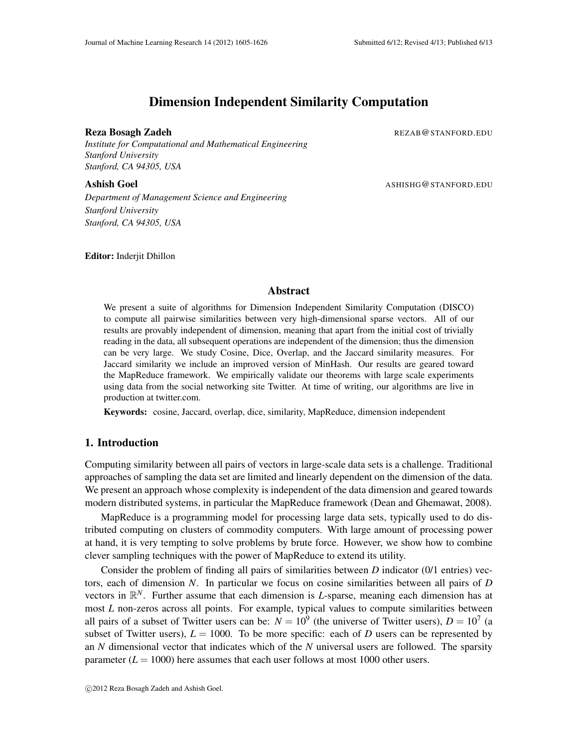# Dimension Independent Similarity Computation

**Reza Bosagh Zadeh** REZAB@STANFORD.EDU

*Institute for Computational and Mathematical Engineering*
*Stanford University*
*Stanford, CA 94305, USA*

**Ashish Goel** ASHISHG@STANFORD.EDU

*Department of Management Science and Engineering*
*Stanford University*
*Stanford, CA 94305, USA*

**Editor:** Inderjit Dhillon

## Abstract

We present a suite of algorithms for Dimension Independent Similarity Computation (DISCO) to compute all pairwise similarities between very high-dimensional sparse vectors. All of our results are provably independent of dimension, meaning that apart from the initial cost of trivially reading in the data, all subsequent operations are independent of the dimension; thus the dimension can be very large. We study Cosine, Dice, Overlap, and the Jaccard similarity measures. For Jaccard similarity we include an improved version of MinHash. Our results are geared toward the MapReduce framework. We empirically validate our theorems with large scale experiments using data from the social networking site Twitter. At time of writing, our algorithms are live in production at twitter.com.

**Keywords:** cosine, Jaccard, overlap, dice, similarity, MapReduce, dimension independent

## 1. Introduction

Computing similarity between all pairs of vectors in large-scale data sets is a challenge. Traditional approaches of sampling the data set are limited and linearly dependent on the dimension of the data. We present an approach whose complexity is independent of the data dimension and geared towards modern distributed systems, in particular the MapReduce framework (Dean and Ghemawat, 2008).

MapReduce is a programming model for processing large data sets, typically used to do distributed computing on clusters of commodity computers. With large amount of processing power at hand, it is very tempting to solve problems by brute force. However, we show how to combine clever sampling techniques with the power of MapReduce to extend its utility.

Consider the problem of finding all pairs of similarities between $D$ indicator (0/1 entries) vectors, each of dimension $N$. In particular we focus on cosine similarities between all pairs of $D$ vectors in $\mathbb{R}^N$. Further assume that each dimension is $L$-sparse, meaning each dimension has at most $L$ non-zeros across all points. For example, typical values to compute similarities between all pairs of a subset of Twitter users can be: $N = 10^9$ (the universe of Twitter users), $D = 10^7$ (a subset of Twitter users), $L = 1000$. To be more specific: each of $D$ users can be represented by an $N$ dimensional vector that indicates which of the $N$ universal users are followed. The sparsity parameter ($L = 1000$) here assumes that each user follows at most 1000 other users.

©2012 Reza Bosagh Zadeh and Ashish Goel.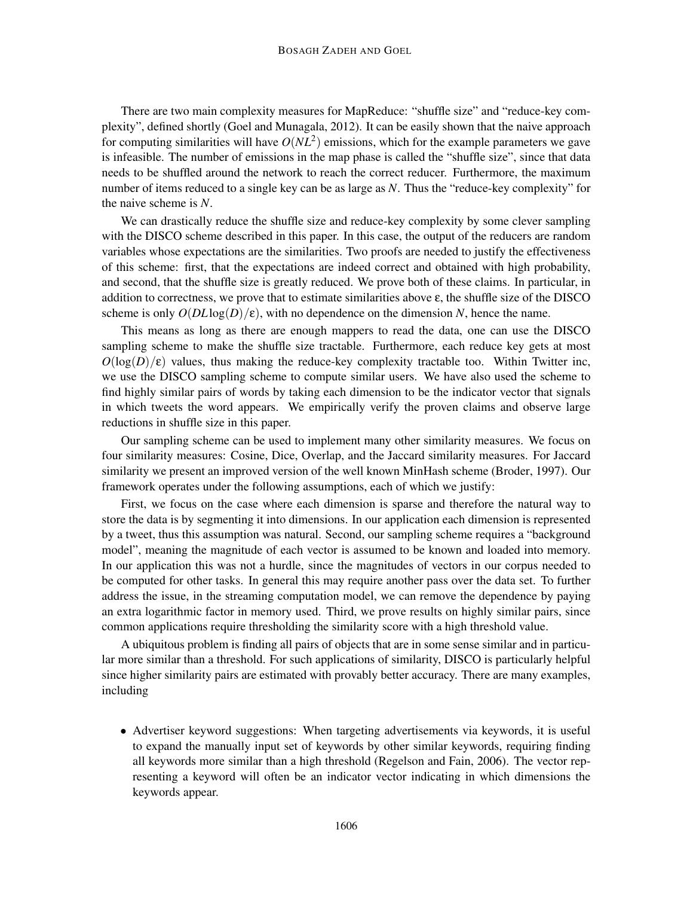There are two main complexity measures for MapReduce: "shuffle size" and "reduce-key complexity", defined shortly (Goel and Munagala, 2012). It can be easily shown that the naive approach for computing similarities will have $O(NL^2)$ emissions, which for the example parameters we gave is infeasible. The number of emissions in the map phase is called the "shuffle size", since that data needs to be shuffled around the network to reach the correct reducer. Furthermore, the maximum number of items reduced to a single key can be as large as $N$. Thus the "reduce-key complexity" for the naive scheme is $N$.

We can drastically reduce the shuffle size and reduce-key complexity by some clever sampling with the DISCO scheme described in this paper. In this case, the output of the reducers are random variables whose expectations are the similarities. Two proofs are needed to justify the effectiveness of this scheme: first, that the expectations are indeed correct and obtained with high probability, and second, that the shuffle size is greatly reduced. We prove both of these claims. In particular, in addition to correctness, we prove that to estimate similarities above $\epsilon$, the shuffle size of the DISCO scheme is only $O(DL\log(D)/\epsilon)$, with no dependence on the dimension $N$, hence the name.

This means as long as there are enough mappers to read the data, one can use the DISCO sampling scheme to make the shuffle size tractable. Furthermore, each reduce key gets at most $O(\log(D)/\epsilon)$ values, thus making the reduce-key complexity tractable too. Within Twitter inc, we use the DISCO sampling scheme to compute similar users. We have also used the scheme to find highly similar pairs of words by taking each dimension to be the indicator vector that signals in which tweets the word appears. We empirically verify the proven claims and observe large reductions in shuffle size in this paper.

Our sampling scheme can be used to implement many other similarity measures. We focus on four similarity measures: Cosine, Dice, Overlap, and the Jaccard similarity measures. For Jaccard similarity we present an improved version of the well known MinHash scheme (Broder, 1997). Our framework operates under the following assumptions, each of which we justify:

First, we focus on the case where each dimension is sparse and therefore the natural way to store the data is by segmenting it into dimensions. In our application each dimension is represented by a tweet, thus this assumption was natural. Second, our sampling scheme requires a "background model", meaning the magnitude of each vector is assumed to be known and loaded into memory. In our application this was not a hurdle, since the magnitudes of vectors in our corpus needed to be computed for other tasks. In general this may require another pass over the data set. To further address the issue, in the streaming computation model, we can remove the dependence by paying an extra logarithmic factor in memory used. Third, we prove results on highly similar pairs, since common applications require thresholding the similarity score with a high threshold value.

A ubiquitous problem is finding all pairs of objects that are in some sense similar and in particular more similar than a threshold. For such applications of similarity, DISCO is particularly helpful since higher similarity pairs are estimated with provably better accuracy. There are many examples, including

- Advertiser keyword suggestions: When targeting advertisements via keywords, it is useful to expand the manually input set of keywords by other similar keywords, requiring finding all keywords more similar than a high threshold (Regelson and Fain, 2006). The vector representing a keyword will often be an indicator vector indicating in which dimensions the keywords appear.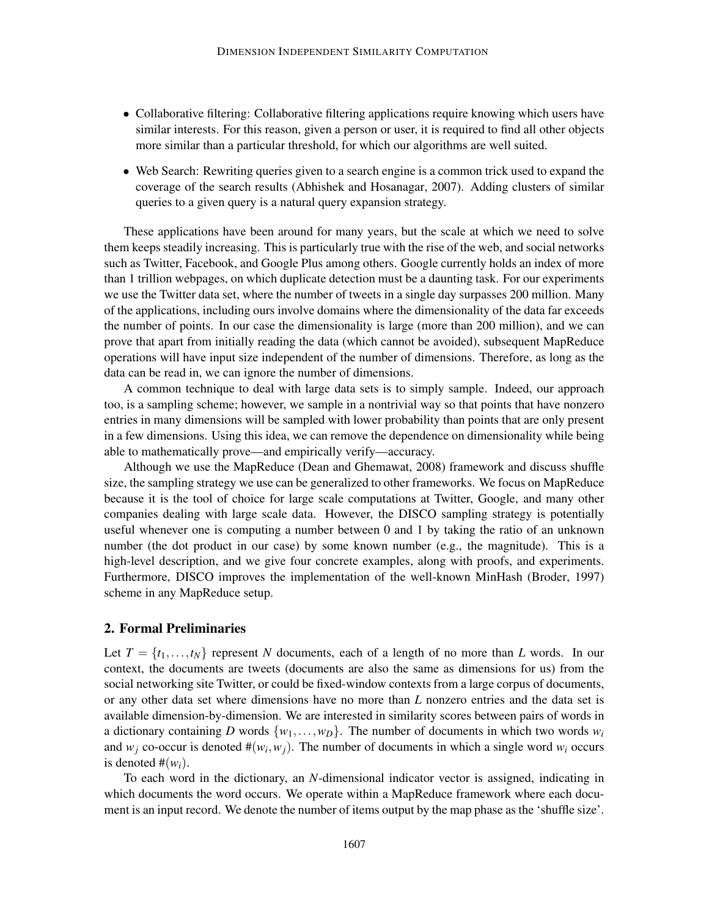- Collaborative filtering: Collaborative filtering applications require knowing which users have similar interests. For this reason, given a person or user, it is required to find all other objects more similar than a particular threshold, for which our algorithms are well suited.
- Web Search: Rewriting queries given to a search engine is a common trick used to expand the coverage of the search results (Abhishek and Hosanagar, 2007). Adding clusters of similar queries to a given query is a natural query expansion strategy.

These applications have been around for many years, but the scale at which we need to solve them keeps steadily increasing. This is particularly true with the rise of the web, and social networks such as Twitter, Facebook, and Google Plus among others. Google currently holds an index of more than 1 trillion webpages, on which duplicate detection must be a daunting task. For our experiments we use the Twitter data set, where the number of tweets in a single day surpasses 200 million. Many of the applications, including ours involve domains where the dimensionality of the data far exceeds the number of points. In our case the dimensionality is large (more than 200 million), and we can prove that apart from initially reading the data (which cannot be avoided), subsequent MapReduce operations will have input size independent of the number of dimensions. Therefore, as long as the data can be read in, we can ignore the number of dimensions.

A common technique to deal with large data sets is to simply sample. Indeed, our approach too, is a sampling scheme; however, we sample in a nontrivial way so that points that have nonzero entries in many dimensions will be sampled with lower probability than points that are only present in a few dimensions. Using this idea, we can remove the dependence on dimensionality while being able to mathematically prove—and empirically verify—accuracy.

Although we use the MapReduce (Dean and Ghemawat, 2008) framework and discuss shuffle size, the sampling strategy we use can be generalized to other frameworks. We focus on MapReduce because it is the tool of choice for large scale computations at Twitter, Google, and many other companies dealing with large scale data. However, the DISCO sampling strategy is potentially useful whenever one is computing a number between 0 and 1 by taking the ratio of an unknown number (the dot product in our case) by some known number (e.g., the magnitude). This is a high-level description, and we give four concrete examples, along with proofs, and experiments. Furthermore, DISCO improves the implementation of the well-known MinHash (Broder, 1997) scheme in any MapReduce setup.

## 2. Formal Preliminaries

Let $T = \{t_1, \ldots, t_N\}$ represent $N$ documents, each of a length of no more than $L$ words. In our context, the documents are tweets (documents are also the same as dimensions for us) from the social networking site Twitter, or could be fixed-window contexts from a large corpus of documents, or any other data set where dimensions have no more than $L$ nonzero entries and the data set is available dimension-by-dimension. We are interested in similarity scores between pairs of words in a dictionary containing $D$ words $\{w_1, \ldots, w_D\}$. The number of documents in which two words $w_i$ and $w_j$ co-occur is denoted $\#(w_i, w_j)$. The number of documents in which a single word $w_i$ occurs is denoted $\#(w_i)$.

To each word in the dictionary, an $N$-dimensional indicator vector is assigned, indicating in which documents the word occurs. We operate within a MapReduce framework where each document is an input record. We denote the number of items output by the map phase as the 'shuffle size'.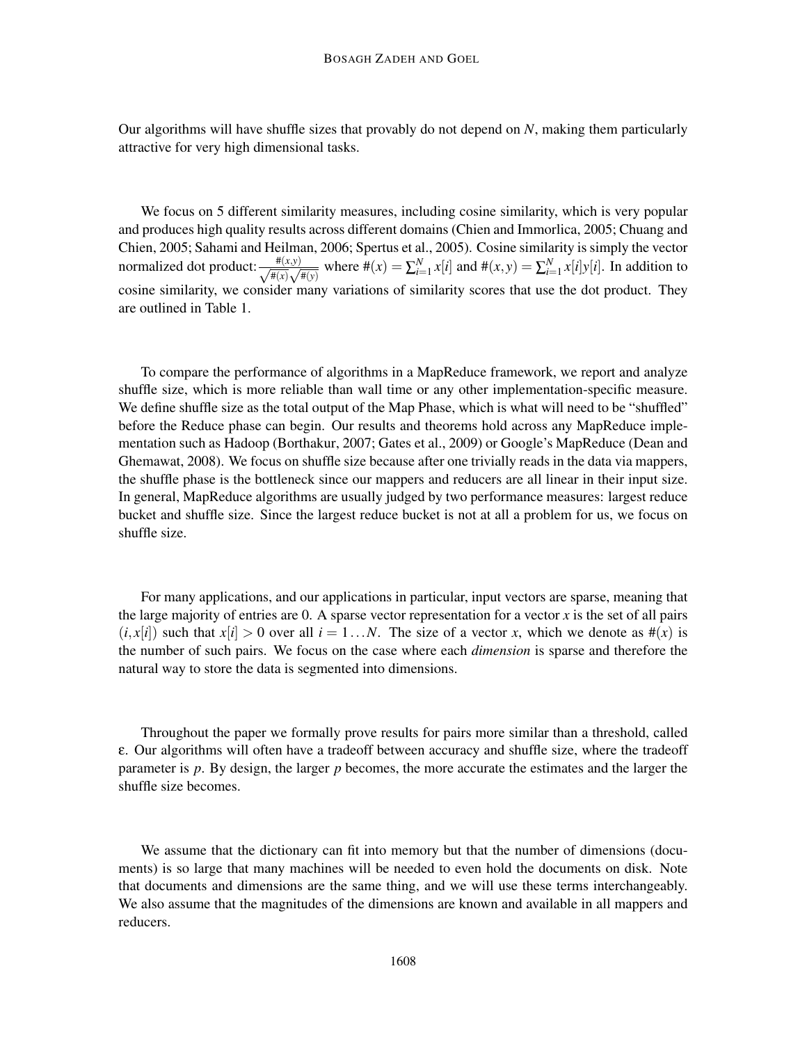Our algorithms will have shuffle sizes that provably do not depend on $N$, making them particularly attractive for very high dimensional tasks.

We focus on 5 different similarity measures, including cosine similarity, which is very popular and produces high quality results across different domains (Chien and Immorlica, 2005; Chuang and Chien, 2005; Sahami and Heilman, 2006; Spertus et al., 2005). Cosine similarity is simply the vector normalized dot product: $\frac{\#(x,y)}{\sqrt{\#(x)}\sqrt{\#(y)}}$ where $\#(x) = \sum_{i=1}^{N} x[i]$ and $\#(x,y) = \sum_{i=1}^{N} x[i]y[i]$. In addition to cosine similarity, we consider many variations of similarity scores that use the dot product. They are outlined in Table 1.

To compare the performance of algorithms in a MapReduce framework, we report and analyze shuffle size, which is more reliable than wall time or any other implementation-specific measure. We define shuffle size as the total output of the Map Phase, which is what will need to be "shuffled" before the Reduce phase can begin. Our results and theorems hold across any MapReduce implementation such as Hadoop (Borthakur, 2007; Gates et al., 2009) or Google's MapReduce (Dean and Ghemawat, 2008). We focus on shuffle size because after one trivially reads in the data via mappers, the shuffle phase is the bottleneck since our mappers and reducers are all linear in their input size. In general, MapReduce algorithms are usually judged by two performance measures: largest reduce bucket and shuffle size. Since the largest reduce bucket is not at all a problem for us, we focus on shuffle size.

For many applications, and our applications in particular, input vectors are sparse, meaning that the large majority of entries are 0. A sparse vector representation for a vector $x$ is the set of all pairs $(i, x[i])$ such that $x[i] > 0$ over all $i = 1 \ldots N$. The size of a vector $x$, which we denote as $\#(x)$ is the number of such pairs. We focus on the case where each *dimension* is sparse and therefore the natural way to store the data is segmented into dimensions.

Throughout the paper we formally prove results for pairs more similar than a threshold, called $\varepsilon$. Our algorithms will often have a tradeoff between accuracy and shuffle size, where the tradeoff parameter is $p$. By design, the larger $p$ becomes, the more accurate the estimates and the larger the shuffle size becomes.

We assume that the dictionary can fit into memory but that the number of dimensions (documents) is so large that many machines will be needed to even hold the documents on disk. Note that documents and dimensions are the same thing, and we will use these terms interchangeably. We also assume that the magnitudes of the dimensions are known and available in all mappers and reducers.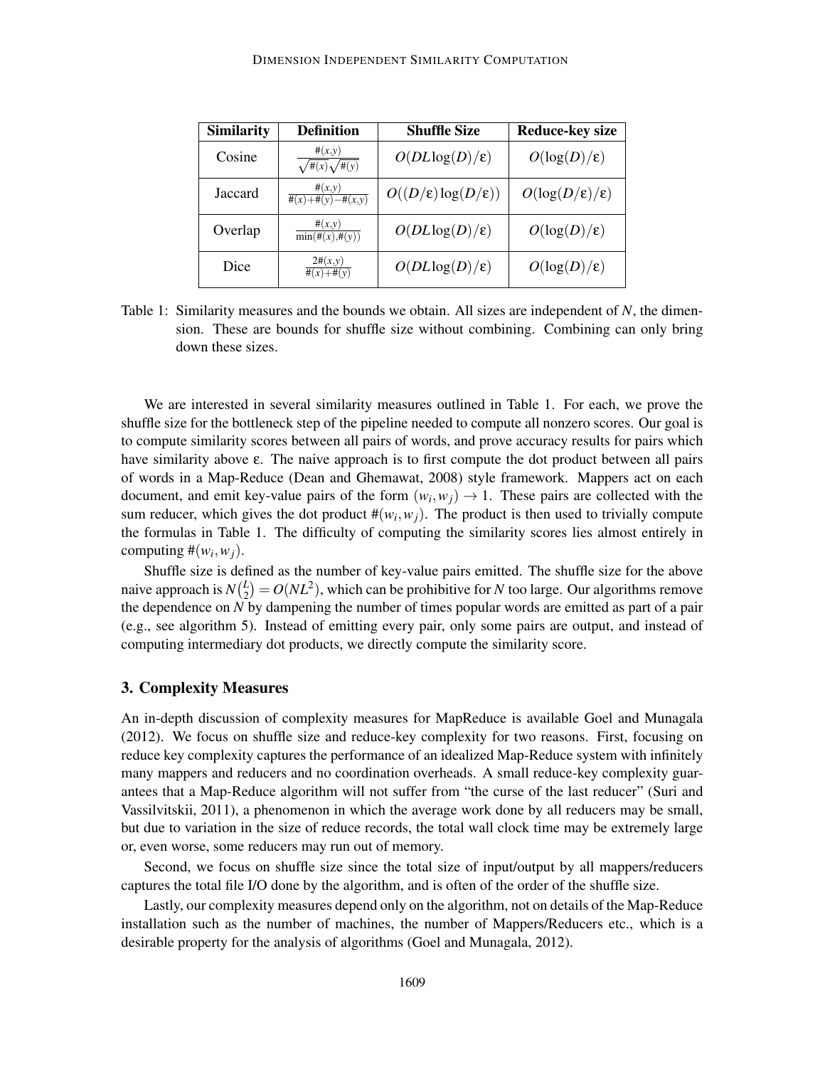| Similarity | Definition | Shuffle Size | Reduce-key size |
| --- | --- | --- | --- |
| Cosine | $\frac{\#(x,y)}{\sqrt{\#(x)}\sqrt{\#(y)}}$ | $O(DL\log(D)/\varepsilon)$ | $O(\log(D)/\varepsilon)$ |
| Jaccard | $\frac{\#(x,y)}{\#(x)+\#(y)-\#(x,y)}$ | $O((D/\varepsilon)\log(D/\varepsilon))$ | $O(\log(D/\varepsilon)/\varepsilon)$ |
| Overlap | $\frac{\#(x,y)}{\min(\#(x),\#(y))}$ | $O(DL\log(D)/\varepsilon)$ | $O(\log(D)/\varepsilon)$ |
| Dice | $\frac{2\#(x,y)}{\#(x)+\#(y)}$ | $O(DL\log(D)/\varepsilon)$ | $O(\log(D)/\varepsilon)$ |

Table 1: Similarity measures and the bounds we obtain. All sizes are independent of $N$, the dimension. These are bounds for shuffle size without combining. Combining can only bring down these sizes.

We are interested in several similarity measures outlined in Table 1. For each, we prove the shuffle size for the bottleneck step of the pipeline needed to compute all nonzero scores. Our goal is to compute similarity scores between all pairs of words, and prove accuracy results for pairs which have similarity above $\varepsilon$. The naive approach is to first compute the dot product between all pairs of words in a Map-Reduce (Dean and Ghemawat, 2008) style framework. Mappers act on each document, and emit key-value pairs of the form $(w_i, w_j) \to 1$. These pairs are collected with the sum reducer, which gives the dot product $\#(w_i, w_j)$. The product is then used to trivially compute the formulas in Table 1. The difficulty of computing the similarity scores lies almost entirely in computing $\#(w_i, w_j)$.

Shuffle size is defined as the number of key-value pairs emitted. The shuffle size for the above naive approach is $N\binom{L}{2} = O(NL^2)$, which can be prohibitive for $N$ too large. Our algorithms remove the dependence on $N$ by dampening the number of times popular words are emitted as part of a pair (e.g., see algorithm 5). Instead of emitting every pair, only some pairs are output, and instead of computing intermediary dot products, we directly compute the similarity score.

## 3. Complexity Measures

An in-depth discussion of complexity measures for MapReduce is available Goel and Munagala (2012). We focus on shuffle size and reduce-key complexity for two reasons. First, focusing on reduce key complexity captures the performance of an idealized Map-Reduce system with infinitely many mappers and reducers and no coordination overheads. A small reduce-key complexity guarantees that a Map-Reduce algorithm will not suffer from "the curse of the last reducer" (Suri and Vassilvitskii, 2011), a phenomenon in which the average work done by all reducers may be small, but due to variation in the size of reduce records, the total wall clock time may be extremely large or, even worse, some reducers may run out of memory.

Second, we focus on shuffle size since the total size of input/output by all mappers/reducers captures the total file I/O done by the algorithm, and is often of the order of the shuffle size.

Lastly, our complexity measures depend only on the algorithm, not on details of the Map-Reduce installation such as the number of machines, the number of Mappers/Reducers etc., which is a desirable property for the analysis of algorithms (Goel and Munagala, 2012).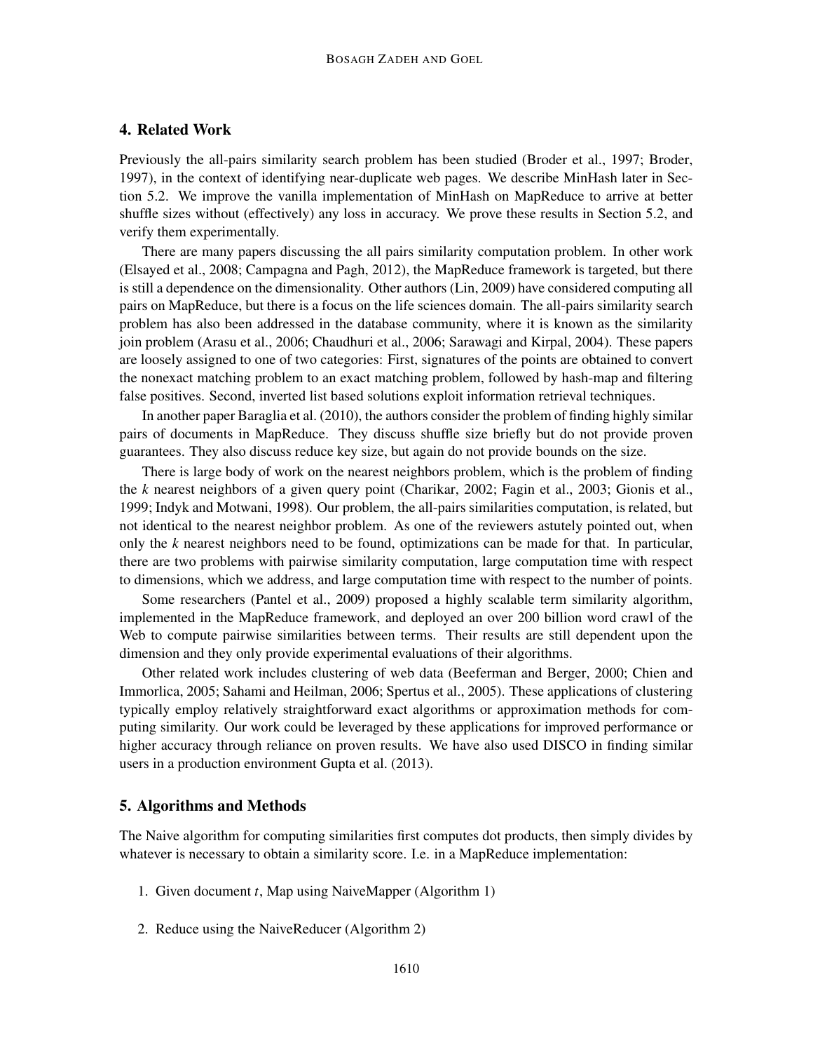## 4. Related Work

Previously the all-pairs similarity search problem has been studied (Broder et al., 1997; Broder, 1997), in the context of identifying near-duplicate web pages. We describe MinHash later in Section 5.2. We improve the vanilla implementation of MinHash on MapReduce to arrive at better shuffle sizes without (effectively) any loss in accuracy. We prove these results in Section 5.2, and verify them experimentally.

There are many papers discussing the all pairs similarity computation problem. In other work (Elsayed et al., 2008; Campagna and Pagh, 2012), the MapReduce framework is targeted, but there is still a dependence on the dimensionality. Other authors (Lin, 2009) have considered computing all pairs on MapReduce, but there is a focus on the life sciences domain. The all-pairs similarity search problem has also been addressed in the database community, where it is known as the similarity join problem (Arasu et al., 2006; Chaudhuri et al., 2006; Sarawagi and Kirpal, 2004). These papers are loosely assigned to one of two categories: First, signatures of the points are obtained to convert the nonexact matching problem to an exact matching problem, followed by hash-map and filtering false positives. Second, inverted list based solutions exploit information retrieval techniques.

In another paper Baraglia et al. (2010), the authors consider the problem of finding highly similar pairs of documents in MapReduce. They discuss shuffle size briefly but do not provide proven guarantees. They also discuss reduce key size, but again do not provide bounds on the size.

There is large body of work on the nearest neighbors problem, which is the problem of finding the $k$ nearest neighbors of a given query point (Charikar, 2002; Fagin et al., 2003; Gionis et al., 1999; Indyk and Motwani, 1998). Our problem, the all-pairs similarities computation, is related, but not identical to the nearest neighbor problem. As one of the reviewers astutely pointed out, when only the $k$ nearest neighbors need to be found, optimizations can be made for that. In particular, there are two problems with pairwise similarity computation, large computation time with respect to dimensions, which we address, and large computation time with respect to the number of points.

Some researchers (Pantel et al., 2009) proposed a highly scalable term similarity algorithm, implemented in the MapReduce framework, and deployed an over 200 billion word crawl of the Web to compute pairwise similarities between terms. Their results are still dependent upon the dimension and they only provide experimental evaluations of their algorithms.

Other related work includes clustering of web data (Beeferman and Berger, 2000; Chien and Immorlica, 2005; Sahami and Heilman, 2006; Spertus et al., 2005). These applications of clustering typically employ relatively straightforward exact algorithms or approximation methods for computing similarity. Our work could be leveraged by these applications for improved performance or higher accuracy through reliance on proven results. We have also used DISCO in finding similar users in a production environment Gupta et al. (2013).

## 5. Algorithms and Methods

The Naive algorithm for computing similarities first computes dot products, then simply divides by whatever is necessary to obtain a similarity score. I.e. in a MapReduce implementation:

1. Given document $t$, Map using NaiveMapper (Algorithm 1)

2. Reduce using the NaiveReducer (Algorithm 2)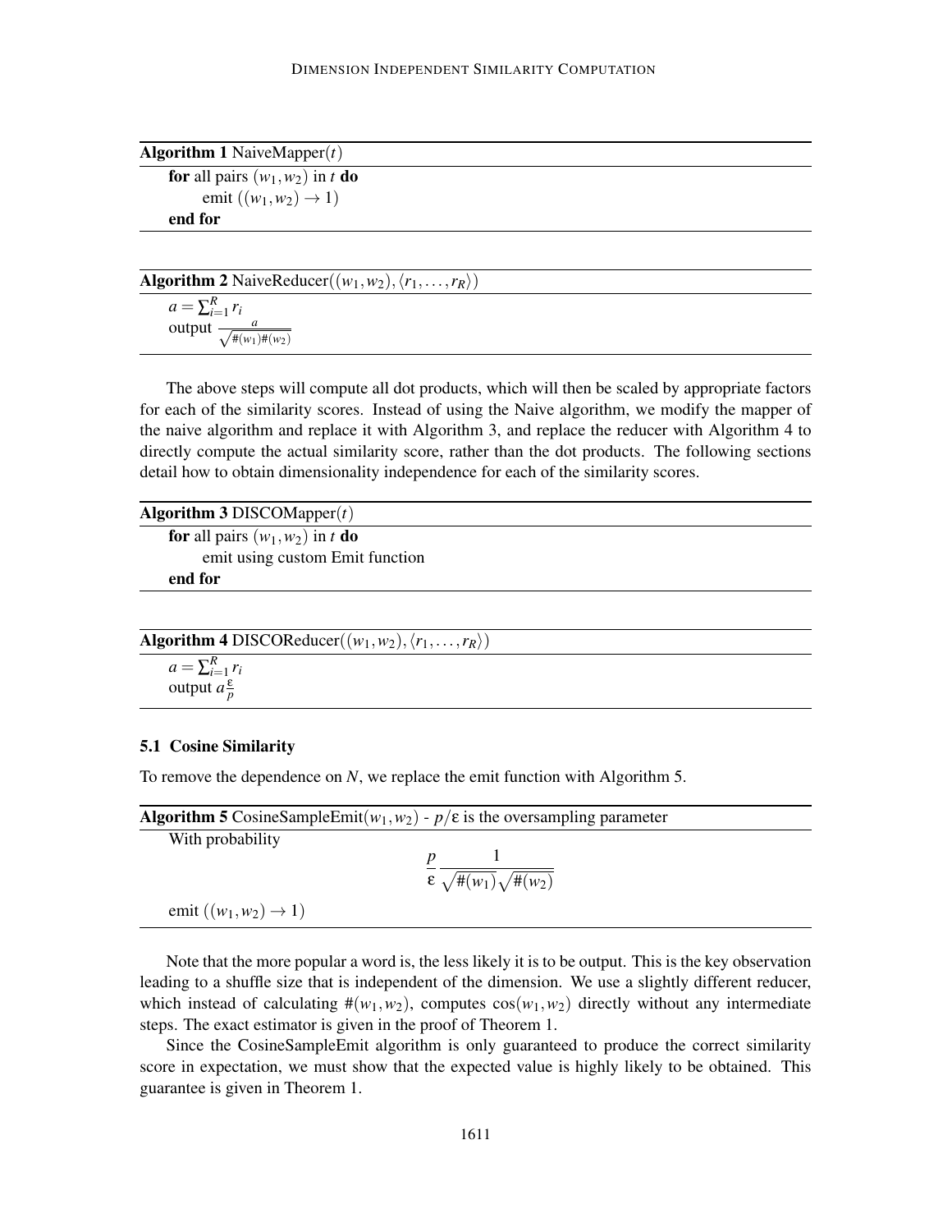**Algorithm 1** NaiveMapper($t$)

> **for** all pairs $(w_1, w_2)$ in $t$ **do**
> emit $((w_1, w_2) \to 1)$
> **end for**

**Algorithm 2** NaiveReducer($(w_1, w_2), \langle r_1, \ldots, r_R \rangle$)

> $a = \sum_{i=1}^{R} r_i$
> output $\frac{a}{\sqrt{\#(w_1)\#(w_2)}}$

The above steps will compute all dot products, which will then be scaled by appropriate factors for each of the similarity scores. Instead of using the Naive algorithm, we modify the mapper of the naive algorithm and replace it with Algorithm 3, and replace the reducer with Algorithm 4 to directly compute the actual similarity score, rather than the dot products. The following sections detail how to obtain dimensionality independence for each of the similarity scores.

**Algorithm 3** DISCOMapper($t$)

> **for** all pairs $(w_1, w_2)$ in $t$ **do**
> emit using custom Emit function
> **end for**

**Algorithm 4** DISCOReducer($(w_1, w_2), \langle r_1, \ldots, r_R \rangle$)

> $a = \sum_{i=1}^{R} r_i$
> output $a\frac{\varepsilon}{p}$

### 5.1 Cosine Similarity

To remove the dependence on $N$, we replace the emit function with Algorithm 5.

**Algorithm 5** CosineSampleEmit($w_1, w_2$) - $p/\varepsilon$ is the oversampling parameter

> With probability
> $$\frac{p}{\varepsilon} \frac{1}{\sqrt{\#(w_1)}\sqrt{\#(w_2)}}$$
> emit $((w_1, w_2) \to 1)$

Note that the more popular a word is, the less likely it is to be output. This is the key observation leading to a shuffle size that is independent of the dimension. We use a slightly different reducer, which instead of calculating $\#(w_1, w_2)$, computes $\cos(w_1, w_2)$ directly without any intermediate steps. The exact estimator is given in the proof of Theorem 1.

Since the CosineSampleEmit algorithm is only guaranteed to produce the correct similarity score in expectation, we must show that the expected value is highly likely to be obtained. This guarantee is given in Theorem 1.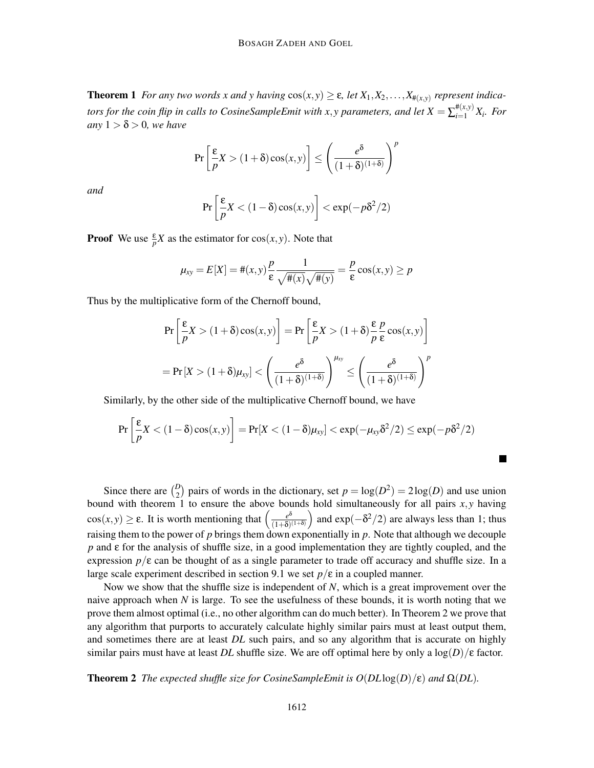**Theorem 1** *For any two words $x$ and $y$ having $\cos(x,y) \geq \varepsilon$, let $X_1, X_2, \ldots, X_{\#(x,y)}$ represent indicators for the coin flip in calls to CosineSampleEmit with $x, y$ parameters, and let $X = \sum_{i=1}^{\#(x,y)} X_i$. For any $1 > \delta > 0$, we have*

$$\Pr\left[\frac{\varepsilon}{p}X > (1+\delta)\cos(x,y)\right] \leq \left(\frac{e^{\delta}}{(1+\delta)^{(1+\delta)}}\right)^{p}$$

*and*

$$\Pr\left[\frac{\varepsilon}{p}X < (1-\delta)\cos(x,y)\right] < \exp(-p\delta^2/2)$$

**Proof** We use $\frac{\varepsilon}{p}X$ as the estimator for $\cos(x,y)$. Note that

$$\mu_{xy} = E[X] = \#(x,y)\frac{p}{\varepsilon}\frac{1}{\sqrt{\#(x)}\sqrt{\#(y)}} = \frac{p}{\varepsilon}\cos(x,y) \geq p$$

Thus by the multiplicative form of the Chernoff bound,

$$\Pr\left[\frac{\varepsilon}{p}X > (1+\delta)\cos(x,y)\right] = \Pr\left[\frac{\varepsilon}{p}X > (1+\delta)\frac{\varepsilon}{p}\frac{p}{\varepsilon}\cos(x,y)\right]$$

$$= \Pr\left[X > (1+\delta)\mu_{xy}\right] < \left(\frac{e^{\delta}}{(1+\delta)^{(1+\delta)}}\right)^{\mu_{xy}} \leq \left(\frac{e^{\delta}}{(1+\delta)^{(1+\delta)}}\right)^{p}$$

Similarly, by the other side of the multiplicative Chernoff bound, we have

$$\Pr\left[\frac{\varepsilon}{p}X < (1-\delta)\cos(x,y)\right] = \Pr[X < (1-\delta)\mu_{xy}] < \exp(-\mu_{xy}\delta^2/2) \leq \exp(-p\delta^2/2)$$

■

Since there are $\binom{D}{2}$ pairs of words in the dictionary, set $p = \log(D^2) = 2\log(D)$ and use union bound with theorem 1 to ensure the above bounds hold simultaneously for all pairs $x, y$ having $\cos(x,y) \geq \varepsilon$. It is worth mentioning that $\left(\frac{e^{\delta}}{(1+\delta)^{(1+\delta)}}\right)$ and $\exp(-\delta^2/2)$ are always less than 1; thus raising them to the power of $p$ brings them down exponentially in $p$. Note that although we decouple $p$ and $\varepsilon$ for the analysis of shuffle size, in a good implementation they are tightly coupled, and the expression $p/\varepsilon$ can be thought of as a single parameter to trade off accuracy and shuffle size. In a large scale experiment described in section 9.1 we set $p/\varepsilon$ in a coupled manner.

Now we show that the shuffle size is independent of $N$, which is a great improvement over the naive approach when $N$ is large. To see the usefulness of these bounds, it is worth noting that we prove them almost optimal (i.e., no other algorithm can do much better). In Theorem 2 we prove that any algorithm that purports to accurately calculate highly similar pairs must at least output them, and sometimes there are at least $DL$ such pairs, and so any algorithm that is accurate on highly similar pairs must have at least $DL$ shuffle size. We are off optimal here by only a $\log(D)/\varepsilon$ factor.

**Theorem 2** *The expected shuffle size for CosineSampleEmit is $O(DL\log(D)/\varepsilon)$ and $\Omega(DL)$.*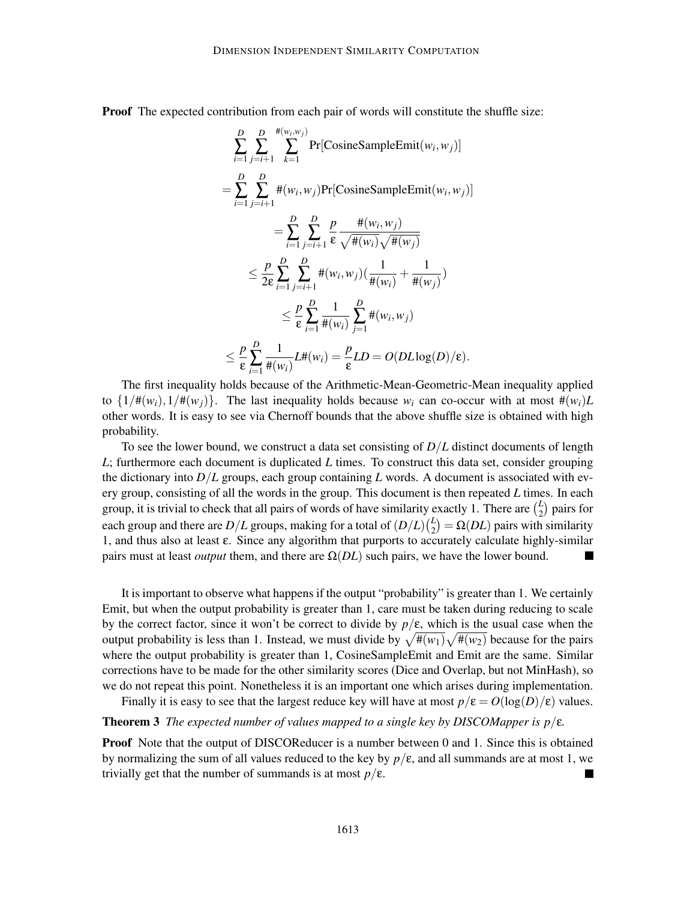**Proof** The expected contribution from each pair of words will constitute the shuffle size:

$$\sum_{i=1}^{D}\sum_{j=i+1}^{D}\sum_{k=1}^{\#(w_i,w_j)} \Pr[\text{CosineSampleEmit}(w_i,w_j)]$$

$$= \sum_{i=1}^{D}\sum_{j=i+1}^{D} \#(w_i,w_j)\Pr[\text{CosineSampleEmit}(w_i,w_j)]$$

$$= \sum_{i=1}^{D}\sum_{j=i+1}^{D} \frac{p}{\varepsilon}\frac{\#(w_i,w_j)}{\sqrt{\#(w_i)}\sqrt{\#(w_j)}}$$

$$\leq \frac{p}{2\varepsilon}\sum_{i=1}^{D}\sum_{j=i+1}^{D} \#(w_i,w_j)\left(\frac{1}{\#(w_i)}+\frac{1}{\#(w_j)}\right)$$

$$\leq \frac{p}{\varepsilon}\sum_{i=1}^{D}\frac{1}{\#(w_i)}\sum_{j=1}^{D}\#(w_i,w_j)$$

$$\leq \frac{p}{\varepsilon}\sum_{i=1}^{D}\frac{1}{\#(w_i)}L\#(w_i) = \frac{p}{\varepsilon}LD = O(DL\log(D)/\varepsilon).$$

The first inequality holds because of the Arithmetic-Mean-Geometric-Mean inequality applied to $\{1/\#(w_i), 1/\#(w_j)\}$. The last inequality holds because $w_i$ can co-occur with at most $\#(w_i)L$ other words. It is easy to see via Chernoff bounds that the above shuffle size is obtained with high probability.

To see the lower bound, we construct a data set consisting of $D/L$ distinct documents of length $L$; furthermore each document is duplicated $L$ times. To construct this data set, consider grouping the dictionary into $D/L$ groups, each group containing $L$ words. A document is associated with every group, consisting of all the words in the group. This document is then repeated $L$ times. In each group, it is trivial to check that all pairs of words of have similarity exactly 1. There are $\binom{L}{2}$ pairs for each group and there are $D/L$ groups, making for a total of $(D/L)\binom{L}{2} = \Omega(DL)$ pairs with similarity 1, and thus also at least $\varepsilon$. Since any algorithm that purports to accurately calculate highly-similar pairs must at least *output* them, and there are $\Omega(DL)$ such pairs, we have the lower bound. ■

It is important to observe what happens if the output "probability" is greater than 1. We certainly Emit, but when the output probability is greater than 1, care must be taken during reducing to scale by the correct factor, since it won't be correct to divide by $p/\varepsilon$, which is the usual case when the output probability is less than 1. Instead, we must divide by $\sqrt{\#(w_1)}\sqrt{\#(w_2)}$ because for the pairs where the output probability is greater than 1, CosineSampleEmit and Emit are the same. Similar corrections have to be made for the other similarity scores (Dice and Overlap, but not MinHash), so we do not repeat this point. Nonetheless it is an important one which arises during implementation.

Finally it is easy to see that the largest reduce key will have at most $p/\varepsilon = O(\log(D)/\varepsilon)$ values.

**Theorem 3** *The expected number of values mapped to a single key by DISCOMapper is $p/\varepsilon$.*

**Proof** Note that the output of DISCOReducer is a number between 0 and 1. Since this is obtained by normalizing the sum of all values reduced to the key by $p/\varepsilon$, and all summands are at most 1, we trivially get that the number of summands is at most $p/\varepsilon$. ■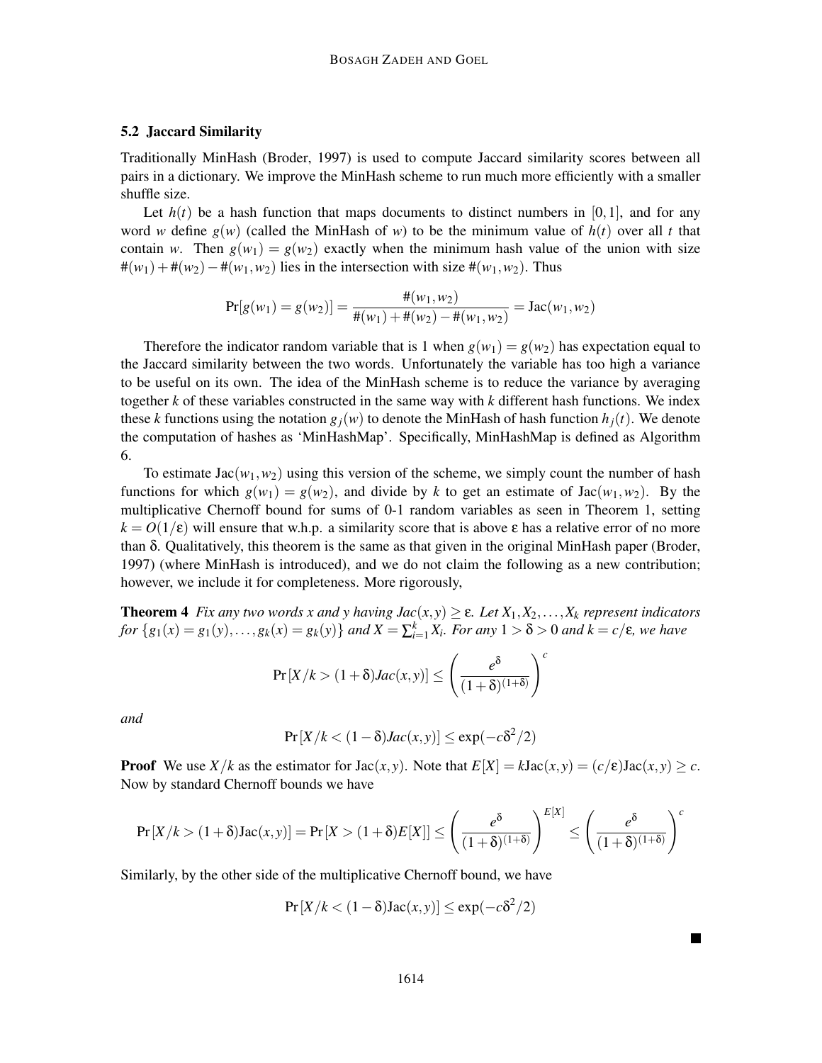### 5.2 Jaccard Similarity

Traditionally MinHash (Broder, 1997) is used to compute Jaccard similarity scores between all pairs in a dictionary. We improve the MinHash scheme to run much more efficiently with a smaller shuffle size.

Let $h(t)$ be a hash function that maps documents to distinct numbers in $[0,1]$, and for any word $w$ define $g(w)$ (called the MinHash of $w$) to be the minimum value of $h(t)$ over all $t$ that contain $w$. Then $g(w_1) = g(w_2)$ exactly when the minimum hash value of the union with size $\#(w_1) + \#(w_2) - \#(w_1, w_2)$ lies in the intersection with size $\#(w_1, w_2)$. Thus

$$\Pr[g(w_1) = g(w_2)] = \frac{\#(w_1, w_2)}{\#(w_1) + \#(w_2) - \#(w_1, w_2)} = \text{Jac}(w_1, w_2)$$

Therefore the indicator random variable that is 1 when $g(w_1) = g(w_2)$ has expectation equal to the Jaccard similarity between the two words. Unfortunately the variable has too high a variance to be useful on its own. The idea of the MinHash scheme is to reduce the variance by averaging together $k$ of these variables constructed in the same way with $k$ different hash functions. We index these $k$ functions using the notation $g_j(w)$ to denote the MinHash of hash function $h_j(t)$. We denote the computation of hashes as 'MinHashMap'. Specifically, MinHashMap is defined as Algorithm 6.

To estimate $\text{Jac}(w_1, w_2)$ using this version of the scheme, we simply count the number of hash functions for which $g(w_1) = g(w_2)$, and divide by $k$ to get an estimate of $\text{Jac}(w_1, w_2)$. By the multiplicative Chernoff bound for sums of 0-1 random variables as seen in Theorem 1, setting $k = O(1/\varepsilon)$ will ensure that w.h.p. a similarity score that is above $\varepsilon$ has a relative error of no more than $\delta$. Qualitatively, this theorem is the same as that given in the original MinHash paper (Broder, 1997) (where MinHash is introduced), and we do not claim the following as a new contribution; however, we include it for completeness. More rigorously,

**Theorem 4** *Fix any two words $x$ and $y$ having $Jac(x,y) \geq \varepsilon$. Let $X_1, X_2, \ldots, X_k$ represent indicators for $\{g_1(x) = g_1(y), \ldots, g_k(x) = g_k(y)\}$ and $X = \sum_{i=1}^{k} X_i$. For any $1 > \delta > 0$ and $k = c/\varepsilon$, we have*

$$\Pr[X/k > (1+\delta)Jac(x,y)] \leq \left( \frac{e^{\delta}}{(1+\delta)^{(1+\delta)}} \right)^{c}$$

*and*

$$\Pr[X/k < (1-\delta)Jac(x,y)] \leq \exp(-c\delta^2/2)$$

**Proof** We use $X/k$ as the estimator for $\text{Jac}(x,y)$. Note that $E[X] = k\text{Jac}(x,y) = (c/\varepsilon)\text{Jac}(x,y) \geq c$. Now by standard Chernoff bounds we have

$$\Pr[X/k > (1+\delta)\text{Jac}(x,y)] = \Pr[X > (1+\delta)E[X]] \leq \left( \frac{e^{\delta}}{(1+\delta)^{(1+\delta)}} \right)^{E[X]} \leq \left( \frac{e^{\delta}}{(1+\delta)^{(1+\delta)}} \right)^{c}$$

Similarly, by the other side of the multiplicative Chernoff bound, we have

$$\Pr[X/k < (1-\delta)\text{Jac}(x,y)] \leq \exp(-c\delta^2/2)$$

■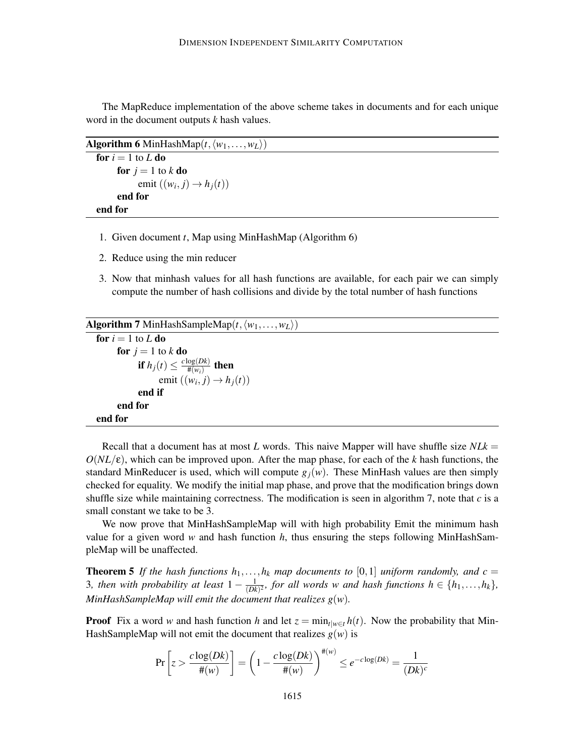The MapReduce implementation of the above scheme takes in documents and for each unique word in the document outputs $k$ hash values.

**Algorithm 6** MinHashMap($t, \langle w_1, \ldots, w_L \rangle$)

```
for i = 1 to L do
    for j = 1 to k do
        emit ((w_i, j) → h_j(t))
    end for
end for
```

1. Given document $t$, Map using MinHashMap (Algorithm 6)
2. Reduce using the min reducer
3. Now that minhash values for all hash functions are available, for each pair we can simply compute the number of hash collisions and divide by the total number of hash functions

**Algorithm 7** MinHashSampleMap($t, \langle w_1, \ldots, w_L \rangle$)

```
for i = 1 to L do
    for j = 1 to k do
        if h_j(t) ≤ c log(Dk) / #(w_i) then
            emit ((w_i, j) → h_j(t))
        end if
    end for
end for
```

Recall that a document has at most $L$ words. This naive Mapper will have shuffle size $NLk = O(NL/\varepsilon)$, which can be improved upon. After the map phase, for each of the $k$ hash functions, the standard MinReducer is used, which will compute $g_j(w)$. These MinHash values are then simply checked for equality. We modify the initial map phase, and prove that the modification brings down shuffle size while maintaining correctness. The modification is seen in algorithm 7, note that $c$ is a small constant we take to be 3.

We now prove that MinHashSampleMap will with high probability Emit the minimum hash value for a given word $w$ and hash function $h$, thus ensuring the steps following MinHashSampleMap will be unaffected.

**Theorem 5** *If the hash functions $h_1, \ldots, h_k$ map documents to $[0,1]$ uniform randomly, and $c = 3$, then with probability at least $1 - \frac{1}{(Dk)^2}$, for all words $w$ and hash functions $h \in \{h_1, \ldots, h_k\}$, MinHashSampleMap will emit the document that realizes $g(w)$.*

**Proof** Fix a word $w$ and hash function $h$ and let $z = \min_{t|w \in t} h(t)$. Now the probability that MinHashSampleMap will not emit the document that realizes $g(w)$ is

$$\Pr\left[z > \frac{c \log(Dk)}{\#(w)}\right] = \left(1 - \frac{c \log(Dk)}{\#(w)}\right)^{\#(w)} \leq e^{-c \log(Dk)} = \frac{1}{(Dk)^c}$$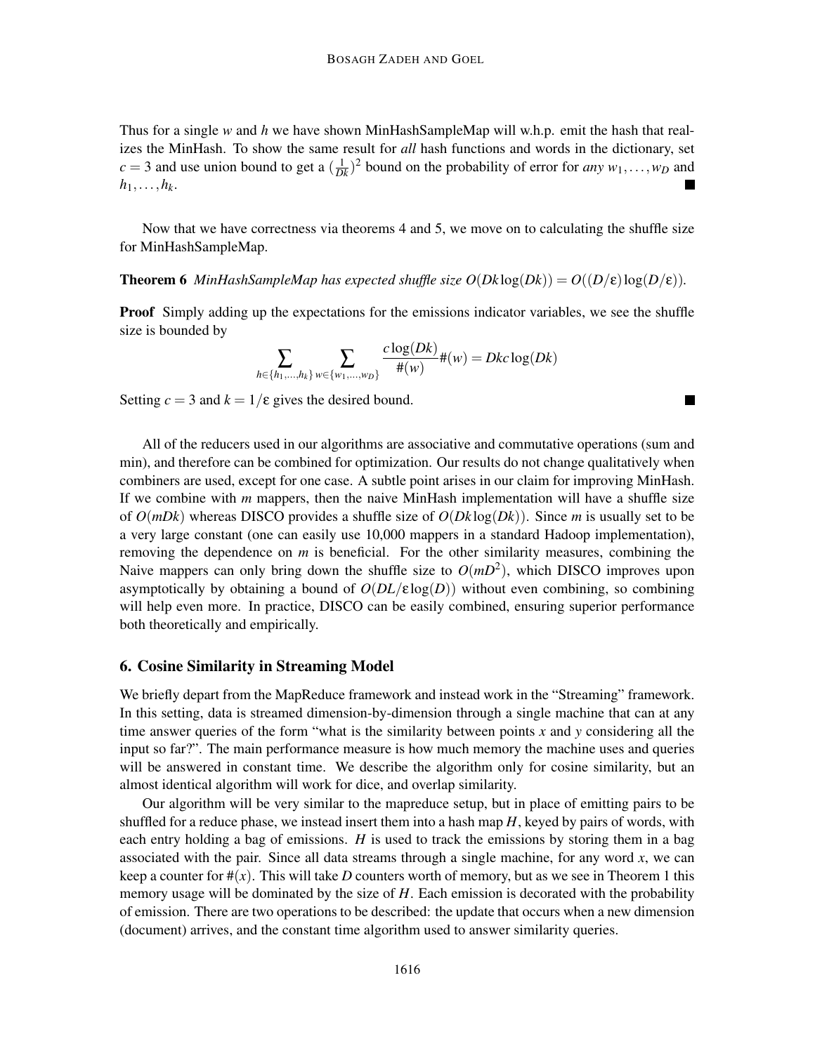Thus for a single $w$ and $h$ we have shown MinHashSampleMap will w.h.p. emit the hash that realizes the MinHash. To show the same result for *all* hash functions and words in the dictionary, set $c = 3$ and use union bound to get a $(\frac{1}{Dk})^2$ bound on the probability of error for *any* $w_1, \ldots, w_D$ and $h_1, \ldots, h_k$. ∎

Now that we have correctness via theorems 4 and 5, we move on to calculating the shuffle size for MinHashSampleMap.

**Theorem 6** *MinHashSampleMap has expected shuffle size* $O(Dk \log(Dk)) = O((D/\varepsilon)\log(D/\varepsilon))$.

**Proof** Simply adding up the expectations for the emissions indicator variables, we see the shuffle size is bounded by

$$\sum_{h \in \{h_1,\ldots,h_k\}} \sum_{w \in \{w_1,\ldots,w_D\}} \frac{c \log(Dk)}{\#(w)} \#(w) = Dkc \log(Dk)$$

Setting $c = 3$ and $k = 1/\varepsilon$ gives the desired bound. ∎

All of the reducers used in our algorithms are associative and commutative operations (sum and min), and therefore can be combined for optimization. Our results do not change qualitatively when combiners are used, except for one case. A subtle point arises in our claim for improving MinHash. If we combine with $m$ mappers, then the naive MinHash implementation will have a shuffle size of $O(mDk)$ whereas DISCO provides a shuffle size of $O(Dk \log(Dk))$. Since $m$ is usually set to be a very large constant (one can easily use 10,000 mappers in a standard Hadoop implementation), removing the dependence on $m$ is beneficial. For the other similarity measures, combining the Naive mappers can only bring down the shuffle size to $O(mD^2)$, which DISCO improves upon asymptotically by obtaining a bound of $O(DL/\varepsilon \log(D))$ without even combining, so combining will help even more. In practice, DISCO can be easily combined, ensuring superior performance both theoretically and empirically.

## 6. Cosine Similarity in Streaming Model

We briefly depart from the MapReduce framework and instead work in the "Streaming" framework. In this setting, data is streamed dimension-by-dimension through a single machine that can at any time answer queries of the form "what is the similarity between points $x$ and $y$ considering all the input so far?". The main performance measure is how much memory the machine uses and queries will be answered in constant time. We describe the algorithm only for cosine similarity, but an almost identical algorithm will work for dice, and overlap similarity.

Our algorithm will be very similar to the mapreduce setup, but in place of emitting pairs to be shuffled for a reduce phase, we instead insert them into a hash map $H$, keyed by pairs of words, with each entry holding a bag of emissions. $H$ is used to track the emissions by storing them in a bag associated with the pair. Since all data streams through a single machine, for any word $x$, we can keep a counter for $\#(x)$. This will take $D$ counters worth of memory, but as we see in Theorem 1 this memory usage will be dominated by the size of $H$. Each emission is decorated with the probability of emission. There are two operations to be described: the update that occurs when a new dimension (document) arrives, and the constant time algorithm used to answer similarity queries.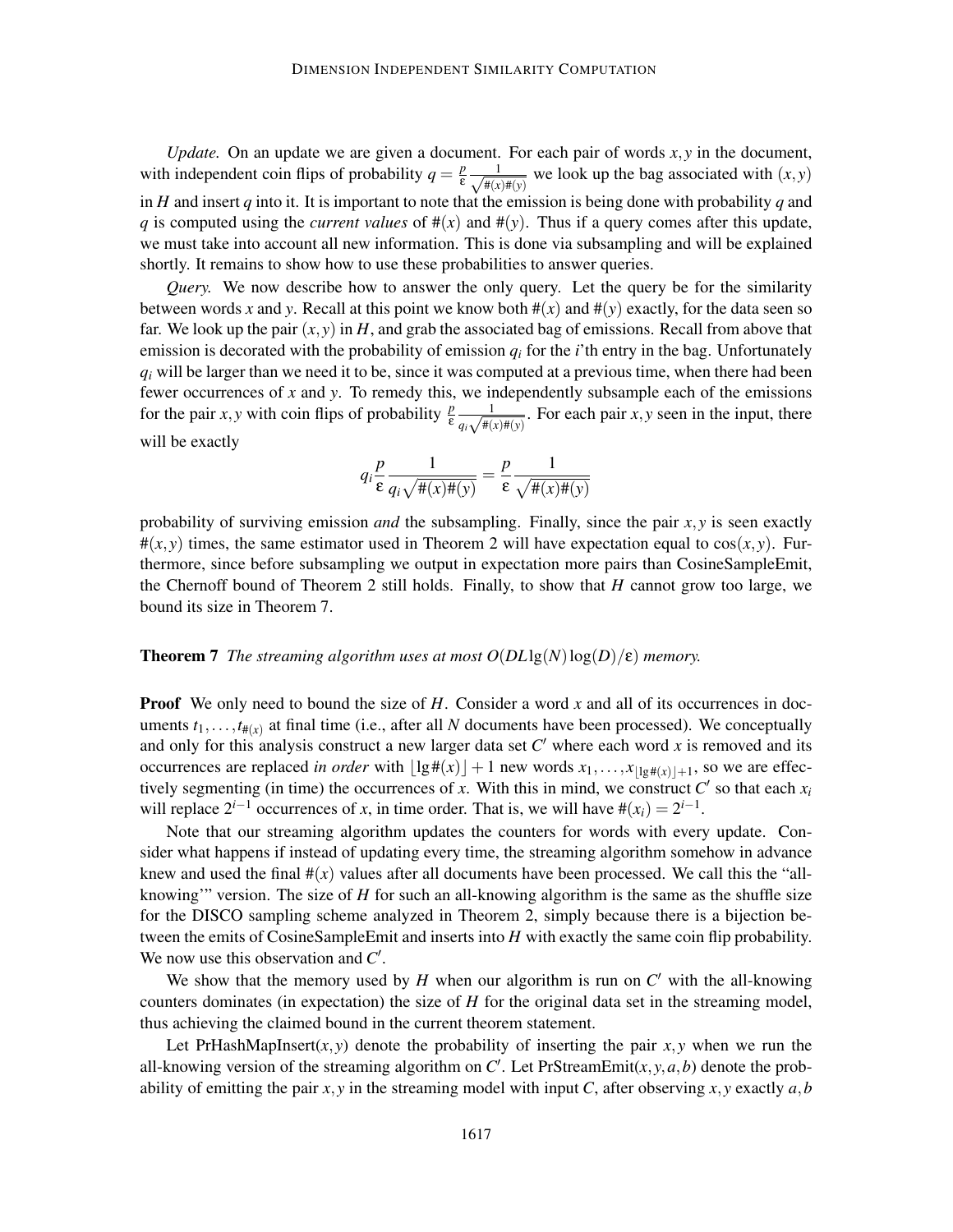*Update.* On an update we are given a document. For each pair of words $x, y$ in the document, with independent coin flips of probability $q = \frac{p}{\varepsilon} \frac{1}{\sqrt{\#(x)\#(y)}}$ we look up the bag associated with $(x, y)$ in $H$ and insert $q$ into it. It is important to note that the emission is being done with probability $q$ and $q$ is computed using the *current values* of $\#(x)$ and $\#(y)$. Thus if a query comes after this update, we must take into account all new information. This is done via subsampling and will be explained shortly. It remains to show how to use these probabilities to answer queries.

*Query.* We now describe how to answer the only query. Let the query be for the similarity between words $x$ and $y$. Recall at this point we know both $\#(x)$ and $\#(y)$ exactly, for the data seen so far. We look up the pair $(x, y)$ in $H$, and grab the associated bag of emissions. Recall from above that emission is decorated with the probability of emission $q_i$ for the $i$'th entry in the bag. Unfortunately $q_i$ will be larger than we need it to be, since it was computed at a previous time, when there had been fewer occurrences of $x$ and $y$. To remedy this, we independently subsample each of the emissions for the pair $x, y$ with coin flips of probability $\frac{p}{\varepsilon} \frac{1}{q_i \sqrt{\#(x)\#(y)}}$. For each pair $x, y$ seen in the input, there will be exactly

$$q_i \frac{p}{\varepsilon} \frac{1}{q_i \sqrt{\#(x)\#(y)}} = \frac{p}{\varepsilon} \frac{1}{\sqrt{\#(x)\#(y)}}$$

probability of surviving emission *and* the subsampling. Finally, since the pair $x, y$ is seen exactly $\#(x, y)$ times, the same estimator used in Theorem 2 will have expectation equal to $\cos(x, y)$. Furthermore, since before subsampling we output in expectation more pairs than CosineSampleEmit, the Chernoff bound of Theorem 2 still holds. Finally, to show that $H$ cannot grow too large, we bound its size in Theorem 7.

**Theorem 7** *The streaming algorithm uses at most $O(DL \lg(N) \log(D)/\varepsilon)$ memory.*

**Proof** We only need to bound the size of $H$. Consider a word $x$ and all of its occurrences in documents $t_1, \ldots, t_{\#(x)}$ at final time (i.e., after all $N$ documents have been processed). We conceptually and only for this analysis construct a new larger data set $C'$ where each word $x$ is removed and its occurrences are replaced *in order* with $\lfloor \lg \#(x) \rfloor + 1$ new words $x_1, \ldots, x_{\lfloor \lg \#(x) \rfloor + 1}$, so we are effectively segmenting (in time) the occurrences of $x$. With this in mind, we construct $C'$ so that each $x_i$ will replace $2^{i-1}$ occurrences of $x$, in time order. That is, we will have $\#(x_i) = 2^{i-1}$.

Note that our streaming algorithm updates the counters for words with every update. Consider what happens if instead of updating every time, the streaming algorithm somehow in advance knew and used the final $\#(x)$ values after all documents have been processed. We call this the "all-knowing'" version. The size of $H$ for such an all-knowing algorithm is the same as the shuffle size for the DISCO sampling scheme analyzed in Theorem 2, simply because there is a bijection between the emits of CosineSampleEmit and inserts into $H$ with exactly the same coin flip probability. We now use this observation and $C'$.

We show that the memory used by $H$ when our algorithm is run on $C'$ with the all-knowing counters dominates (in expectation) the size of $H$ for the original data set in the streaming model, thus achieving the claimed bound in the current theorem statement.

Let PrHashMapInsert$(x, y)$ denote the probability of inserting the pair $x, y$ when we run the all-knowing version of the streaming algorithm on $C'$. Let PrStreamEmit$(x, y, a, b)$ denote the probability of emitting the pair $x, y$ in the streaming model with input $C$, after observing $x, y$ exactly $a, b$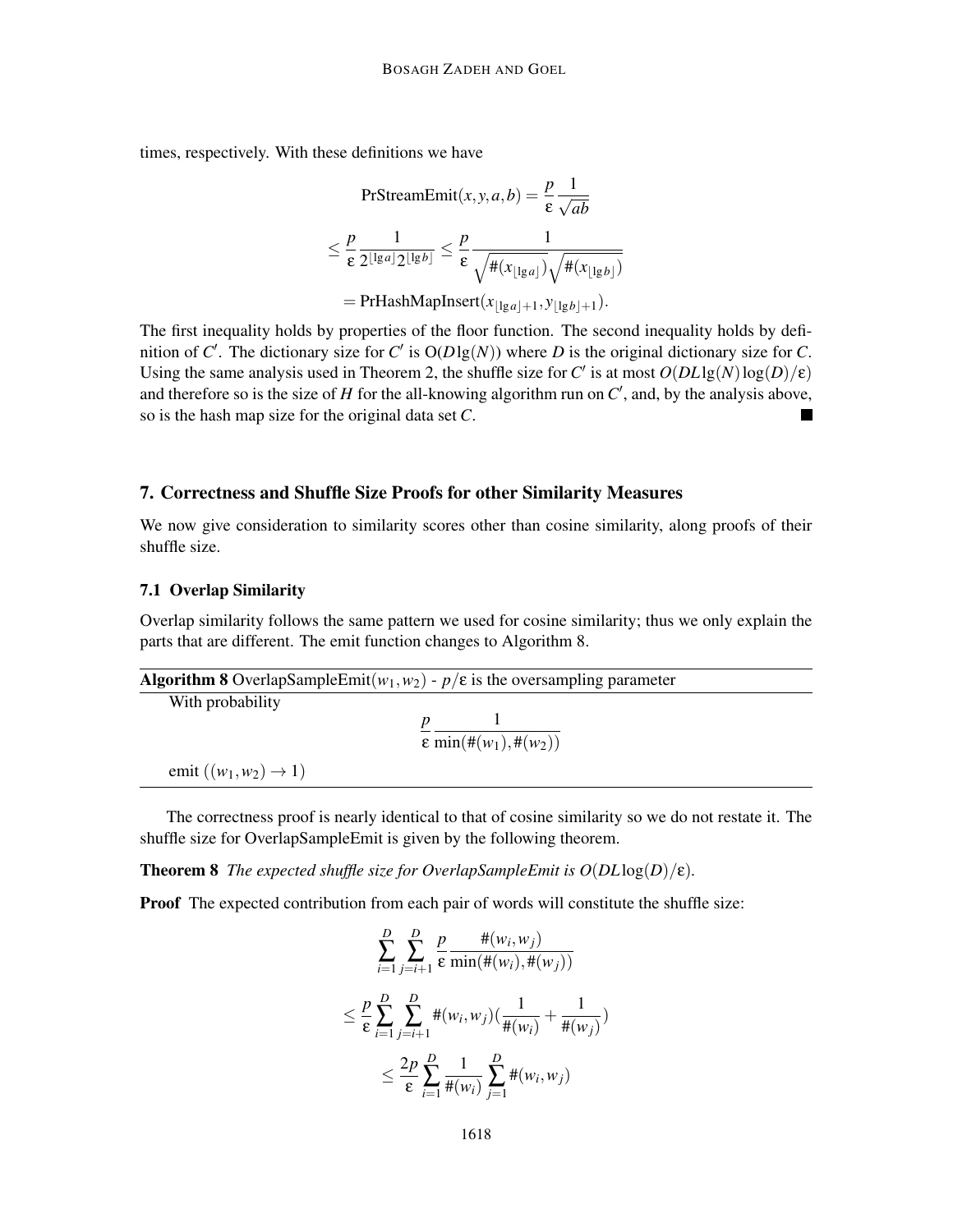times, respectively. With these definitions we have

$$\text{PrStreamEmit}(x,y,a,b) = \frac{p}{\varepsilon}\frac{1}{\sqrt{ab}}$$

$$\leq \frac{p}{\varepsilon}\frac{1}{2^{\lfloor \lg a \rfloor}2^{\lfloor \lg b \rfloor}} \leq \frac{p}{\varepsilon}\frac{1}{\sqrt{\#(x_{\lfloor \lg a \rfloor})}\sqrt{\#(x_{\lfloor \lg b \rfloor})}}$$

$$= \text{PrHashMapInsert}(x_{\lfloor \lg a \rfloor + 1}, y_{\lfloor \lg b \rfloor + 1}).$$

The first inequality holds by properties of the floor function. The second inequality holds by definition of $C'$. The dictionary size for $C'$ is $O(D \lg(N))$ where $D$ is the original dictionary size for $C$. Using the same analysis used in Theorem 2, the shuffle size for $C'$ is at most $O(DL\lg(N)\log(D)/\varepsilon)$ and therefore so is the size of $H$ for the all-knowing algorithm run on $C'$, and, by the analysis above, so is the hash map size for the original data set $C$. ■

## 7. Correctness and Shuffle Size Proofs for other Similarity Measures

We now give consideration to similarity scores other than cosine similarity, along proofs of their shuffle size.

### 7.1 Overlap Similarity

Overlap similarity follows the same pattern we used for cosine similarity; thus we only explain the parts that are different. The emit function changes to Algorithm 8.

**Algorithm 8** OverlapSampleEmit$(w_1, w_2)$ - $p/\varepsilon$ is the oversampling parameter

With probability

$$\frac{p}{\varepsilon}\frac{1}{\min(\#(w_1), \#(w_2))}$$

emit $((w_1, w_2) \to 1)$

The correctness proof is nearly identical to that of cosine similarity so we do not restate it. The shuffle size for OverlapSampleEmit is given by the following theorem.

**Theorem 8** *The expected shuffle size for OverlapSampleEmit is $O(DL\log(D)/\varepsilon)$.*

**Proof** The expected contribution from each pair of words will constitute the shuffle size:

$$\sum_{i=1}^{D}\sum_{j=i+1}^{D}\frac{p}{\varepsilon}\frac{\#(w_i,w_j)}{\min(\#(w_i),\#(w_j))}$$

$$\leq \frac{p}{\varepsilon}\sum_{i=1}^{D}\sum_{j=i+1}^{D}\#(w_i,w_j)\left(\frac{1}{\#(w_i)}+\frac{1}{\#(w_j)}\right)$$

$$\leq \frac{2p}{\varepsilon}\sum_{i=1}^{D}\frac{1}{\#(w_i)}\sum_{j=1}^{D}\#(w_i,w_j)$$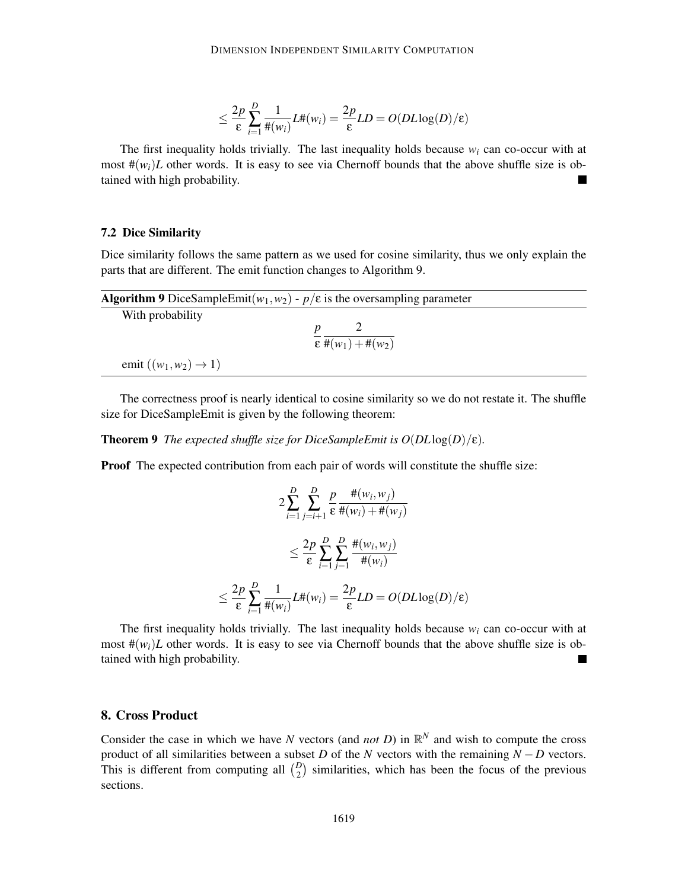$$\leq \frac{2p}{\varepsilon} \sum_{i=1}^{D} \frac{1}{\#(w_i)} L\#(w_i) = \frac{2p}{\varepsilon} LD = O(DL\log(D)/\varepsilon)$$

The first inequality holds trivially. The last inequality holds because $w_i$ can co-occur with at most $\#(w_i)L$ other words. It is easy to see via Chernoff bounds that the above shuffle size is obtained with high probability. ■

### 7.2 Dice Similarity

Dice similarity follows the same pattern as we used for cosine similarity, thus we only explain the parts that are different. The emit function changes to Algorithm 9.

**Algorithm 9** DiceSampleEmit($w_1, w_2$) - $p/\varepsilon$ is the oversampling parameter

With probability

$$\frac{p}{\varepsilon} \frac{2}{\#(w_1) + \#(w_2)}$$

emit $((w_1, w_2) \rightarrow 1)$

The correctness proof is nearly identical to cosine similarity so we do not restate it. The shuffle size for DiceSampleEmit is given by the following theorem:

**Theorem 9** *The expected shuffle size for DiceSampleEmit is $O(DL\log(D)/\varepsilon)$.*

**Proof** The expected contribution from each pair of words will constitute the shuffle size:

$$2\sum_{i=1}^{D} \sum_{j=i+1}^{D} \frac{p}{\varepsilon} \frac{\#(w_i, w_j)}{\#(w_i) + \#(w_j)}$$

$$\leq \frac{2p}{\varepsilon} \sum_{i=1}^{D} \sum_{j=1}^{D} \frac{\#(w_i, w_j)}{\#(w_i)}$$

$$\leq \frac{2p}{\varepsilon} \sum_{i=1}^{D} \frac{1}{\#(w_i)} L\#(w_i) = \frac{2p}{\varepsilon} LD = O(DL\log(D)/\varepsilon)$$

The first inequality holds trivially. The last inequality holds because $w_i$ can co-occur with at most $\#(w_i)L$ other words. It is easy to see via Chernoff bounds that the above shuffle size is obtained with high probability. ■

## 8. Cross Product

Consider the case in which we have $N$ vectors (and *not* $D$) in $\mathbb{R}^N$ and wish to compute the cross product of all similarities between a subset $D$ of the $N$ vectors with the remaining $N - D$ vectors. This is different from computing all $\binom{D}{2}$ similarities, which has been the focus of the previous sections.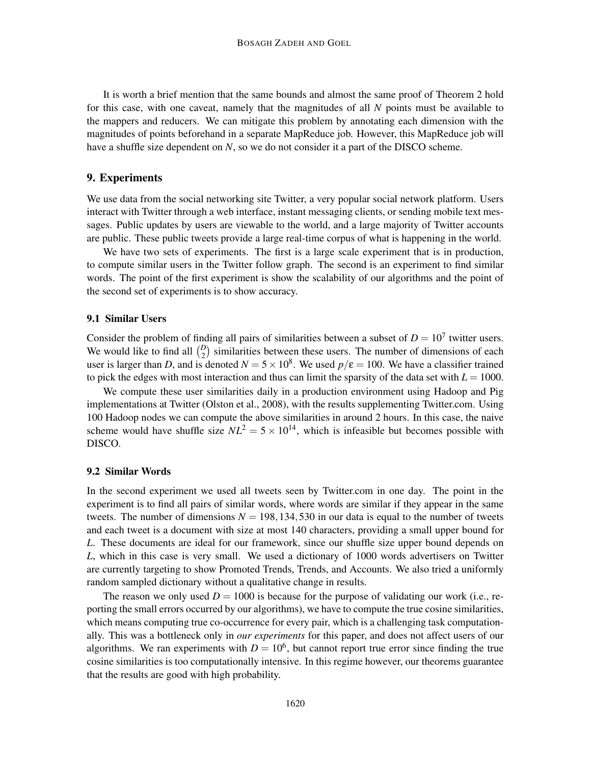It is worth a brief mention that the same bounds and almost the same proof of Theorem 2 hold for this case, with one caveat, namely that the magnitudes of all $N$ points must be available to the mappers and reducers. We can mitigate this problem by annotating each dimension with the magnitudes of points beforehand in a separate MapReduce job. However, this MapReduce job will have a shuffle size dependent on $N$, so we do not consider it a part of the DISCO scheme.

## 9. Experiments

We use data from the social networking site Twitter, a very popular social network platform. Users interact with Twitter through a web interface, instant messaging clients, or sending mobile text messages. Public updates by users are viewable to the world, and a large majority of Twitter accounts are public. These public tweets provide a large real-time corpus of what is happening in the world.

We have two sets of experiments. The first is a large scale experiment that is in production, to compute similar users in the Twitter follow graph. The second is an experiment to find similar words. The point of the first experiment is show the scalability of our algorithms and the point of the second set of experiments is to show accuracy.

### 9.1 Similar Users

Consider the problem of finding all pairs of similarities between a subset of $D = 10^7$ twitter users. We would like to find all $\binom{D}{2}$ similarities between these users. The number of dimensions of each user is larger than $D$, and is denoted $N = 5 \times 10^8$. We used $p/\varepsilon = 100$. We have a classifier trained to pick the edges with most interaction and thus can limit the sparsity of the data set with $L = 1000$.

We compute these user similarities daily in a production environment using Hadoop and Pig implementations at Twitter (Olston et al., 2008), with the results supplementing Twitter.com. Using 100 Hadoop nodes we can compute the above similarities in around 2 hours. In this case, the naive scheme would have shuffle size $NL^2 = 5 \times 10^{14}$, which is infeasible but becomes possible with DISCO.

### 9.2 Similar Words

In the second experiment we used all tweets seen by Twitter.com in one day. The point in the experiment is to find all pairs of similar words, where words are similar if they appear in the same tweets. The number of dimensions $N = 198,134,530$ in our data is equal to the number of tweets and each tweet is a document with size at most 140 characters, providing a small upper bound for $L$. These documents are ideal for our framework, since our shuffle size upper bound depends on $L$, which in this case is very small. We used a dictionary of 1000 words advertisers on Twitter are currently targeting to show Promoted Trends, Trends, and Accounts. We also tried a uniformly random sampled dictionary without a qualitative change in results.

The reason we only used $D = 1000$ is because for the purpose of validating our work (i.e., reporting the small errors occurred by our algorithms), we have to compute the true cosine similarities, which means computing true co-occurrence for every pair, which is a challenging task computationally. This was a bottleneck only in *our experiments* for this paper, and does not affect users of our algorithms. We ran experiments with $D = 10^6$, but cannot report true error since finding the true cosine similarities is too computationally intensive. In this regime however, our theorems guarantee that the results are good with high probability.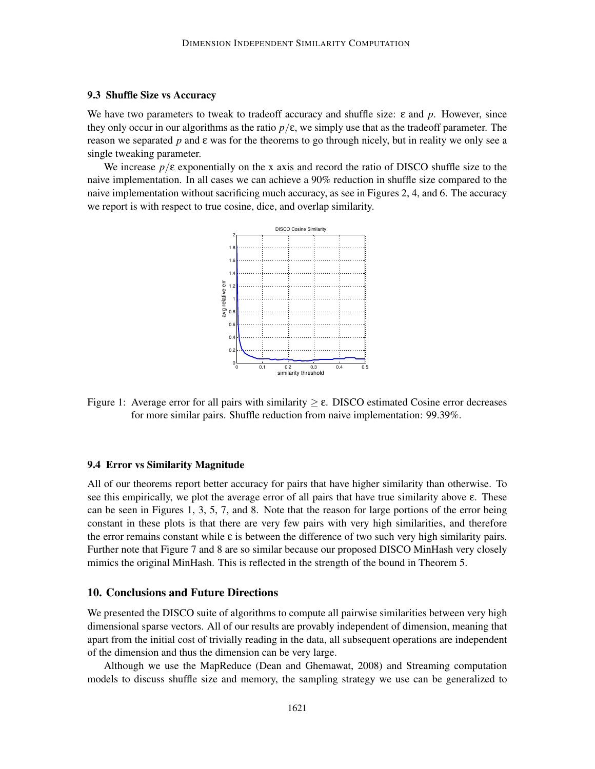### 9.3 Shuffle Size vs Accuracy

We have two parameters to tweak to tradeoff accuracy and shuffle size: $\epsilon$ and $p$. However, since they only occur in our algorithms as the ratio $p/\epsilon$, we simply use that as the tradeoff parameter. The reason we separated $p$ and $\epsilon$ was for the theorems to go through nicely, but in reality we only see a single tweaking parameter.

We increase $p/\epsilon$ exponentially on the x axis and record the ratio of DISCO shuffle size to the naive implementation. In all cases we can achieve a 90% reduction in shuffle size compared to the naive implementation without sacrificing much accuracy, as see in Figures 2, 4, and 6. The accuracy we report is with respect to true cosine, dice, and overlap similarity.

Figure 1: Average error for all pairs with similarity $\geq \epsilon$. DISCO estimated Cosine error decreases for more similar pairs. Shuffle reduction from naive implementation: 99.39%.

### 9.4 Error vs Similarity Magnitude

All of our theorems report better accuracy for pairs that have higher similarity than otherwise. To see this empirically, we plot the average error of all pairs that have true similarity above $\epsilon$. These can be seen in Figures 1, 3, 5, 7, and 8. Note that the reason for large portions of the error being constant in these plots is that there are very few pairs with very high similarities, and therefore the error remains constant while $\epsilon$ is between the difference of two such very high similarity pairs. Further note that Figure 7 and 8 are so similar because our proposed DISCO MinHash very closely mimics the original MinHash. This is reflected in the strength of the bound in Theorem 5.

## 10. Conclusions and Future Directions

We presented the DISCO suite of algorithms to compute all pairwise similarities between very high dimensional sparse vectors. All of our results are provably independent of dimension, meaning that apart from the initial cost of trivially reading in the data, all subsequent operations are independent of the dimension and thus the dimension can be very large.

Although we use the MapReduce (Dean and Ghemawat, 2008) and Streaming computation models to discuss shuffle size and memory, the sampling strategy we use can be generalized to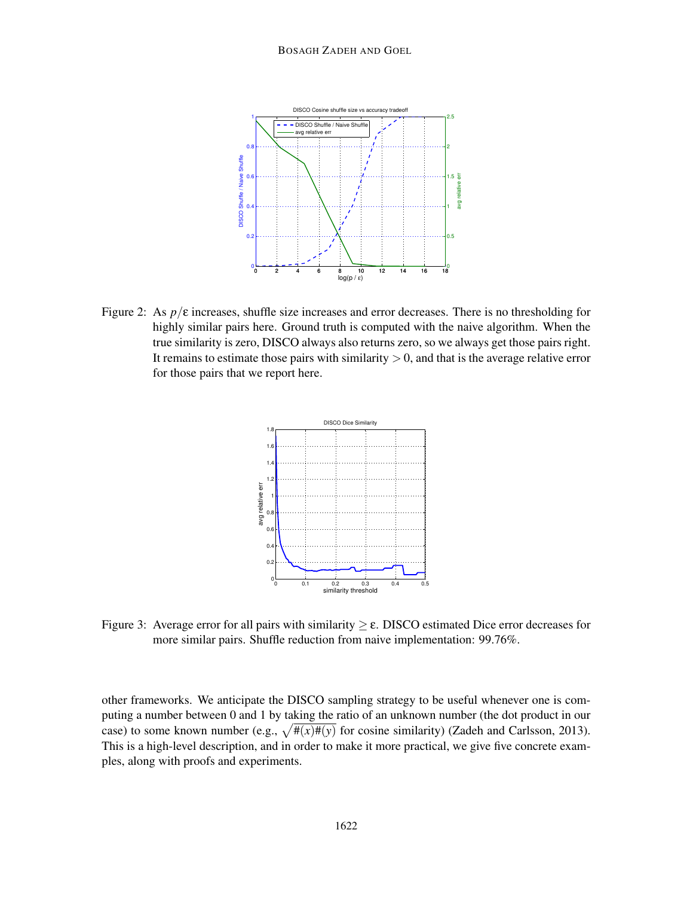Figure 2: As $p/\varepsilon$ increases, shuffle size increases and error decreases. There is no thresholding for highly similar pairs here. Ground truth is computed with the naive algorithm. When the true similarity is zero, DISCO always also returns zero, so we always get those pairs right. It remains to estimate those pairs with similarity $> 0$, and that is the average relative error for those pairs that we report here.

Figure 3: Average error for all pairs with similarity $\geq \varepsilon$. DISCO estimated Dice error decreases for more similar pairs. Shuffle reduction from naive implementation: 99.76%.

other frameworks. We anticipate the DISCO sampling strategy to be useful whenever one is computing a number between 0 and 1 by taking the ratio of an unknown number (the dot product in our case) to some known number (e.g., $\sqrt{\#(x)\#(y)}$ for cosine similarity) (Zadeh and Carlsson, 2013). This is a high-level description, and in order to make it more practical, we give five concrete examples, along with proofs and experiments.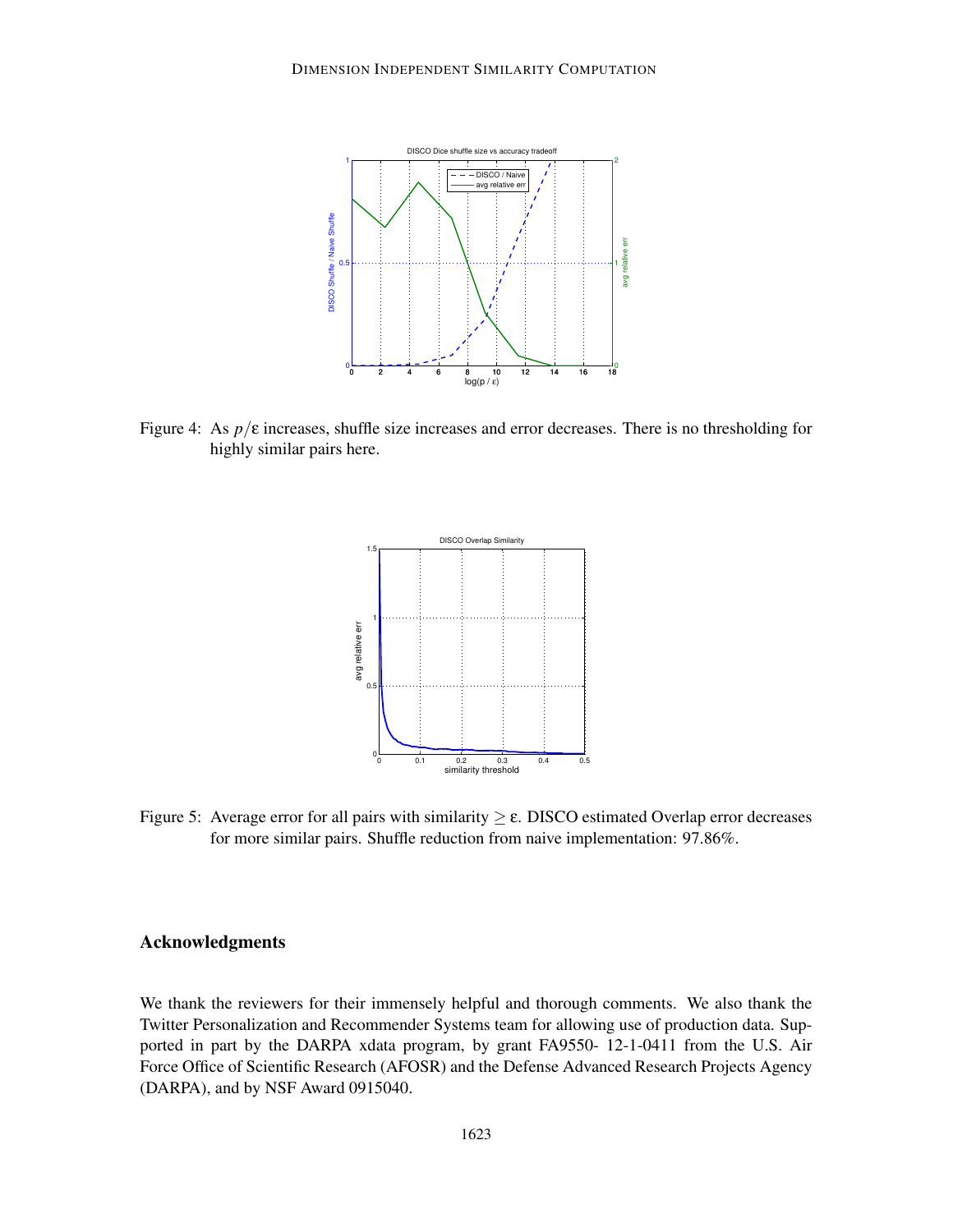Figure 4: As $p/\epsilon$ increases, shuffle size increases and error decreases. There is no thresholding for highly similar pairs here.

Figure 5: Average error for all pairs with similarity $\geq \epsilon$. DISCO estimated Overlap error decreases for more similar pairs. Shuffle reduction from naive implementation: 97.86%.

## Acknowledgments

We thank the reviewers for their immensely helpful and thorough comments. We also thank the Twitter Personalization and Recommender Systems team for allowing use of production data. Supported in part by the DARPA xdata program, by grant FA9550- 12-1-0411 from the U.S. Air Force Office of Scientific Research (AFOSR) and the Defense Advanced Research Projects Agency (DARPA), and by NSF Award 0915040.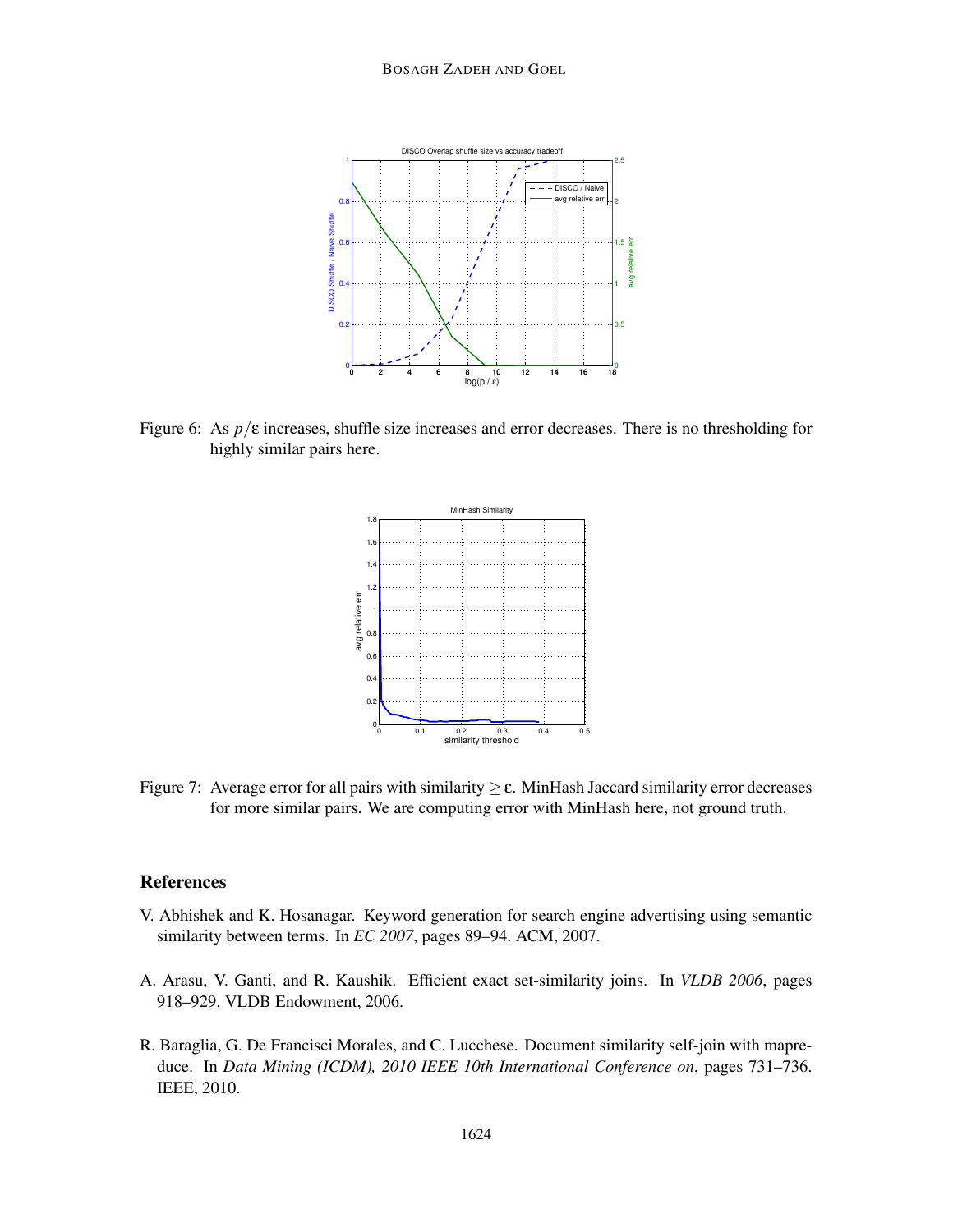Figure 6: As $p/\epsilon$ increases, shuffle size increases and error decreases. There is no thresholding for highly similar pairs here.

Figure 7: Average error for all pairs with similarity $\geq \epsilon$. MinHash Jaccard similarity error decreases for more similar pairs. We are computing error with MinHash here, not ground truth.

## References

V. Abhishek and K. Hosanagar. Keyword generation for search engine advertising using semantic similarity between terms. In *EC 2007*, pages 89–94. ACM, 2007.

A. Arasu, V. Ganti, and R. Kaushik. Efficient exact set-similarity joins. In *VLDB 2006*, pages 918–929. VLDB Endowment, 2006.

R. Baraglia, G. De Francisci Morales, and C. Lucchese. Document similarity self-join with mapreduce. In *Data Mining (ICDM), 2010 IEEE 10th International Conference on*, pages 731–736. IEEE, 2010.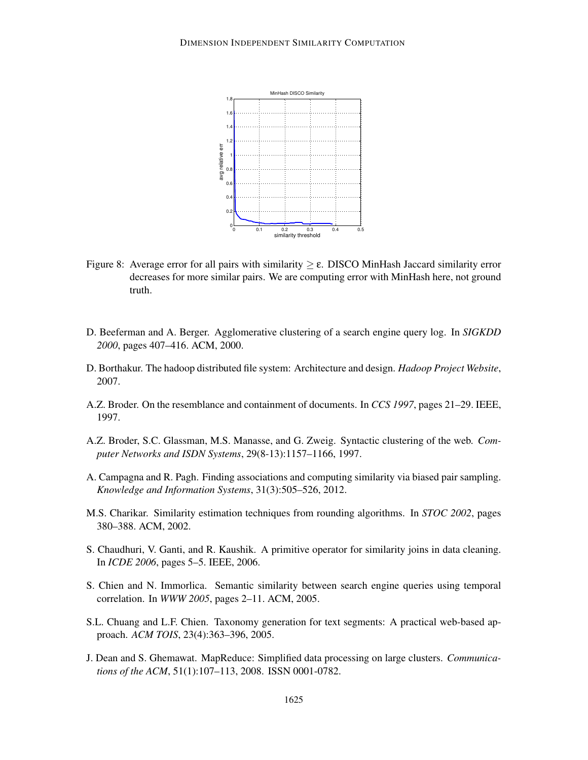Figure 8: Average error for all pairs with similarity $\geq \epsilon$. DISCO MinHash Jaccard similarity error decreases for more similar pairs. We are computing error with MinHash here, not ground truth.

D. Beeferman and A. Berger. Agglomerative clustering of a search engine query log. In *SIGKDD 2000*, pages 407–416. ACM, 2000.

D. Borthakur. The hadoop distributed file system: Architecture and design. *Hadoop Project Website*, 2007.

A.Z. Broder. On the resemblance and containment of documents. In *CCS 1997*, pages 21–29. IEEE, 1997.

A.Z. Broder, S.C. Glassman, M.S. Manasse, and G. Zweig. Syntactic clustering of the web. *Computer Networks and ISDN Systems*, 29(8-13):1157–1166, 1997.

A. Campagna and R. Pagh. Finding associations and computing similarity via biased pair sampling. *Knowledge and Information Systems*, 31(3):505–526, 2012.

M.S. Charikar. Similarity estimation techniques from rounding algorithms. In *STOC 2002*, pages 380–388. ACM, 2002.

S. Chaudhuri, V. Ganti, and R. Kaushik. A primitive operator for similarity joins in data cleaning. In *ICDE 2006*, pages 5–5. IEEE, 2006.

S. Chien and N. Immorlica. Semantic similarity between search engine queries using temporal correlation. In *WWW 2005*, pages 2–11. ACM, 2005.

S.L. Chuang and L.F. Chien. Taxonomy generation for text segments: A practical web-based approach. *ACM TOIS*, 23(4):363–396, 2005.

J. Dean and S. Ghemawat. MapReduce: Simplified data processing on large clusters. *Communications of the ACM*, 51(1):107–113, 2008. ISSN 0001-0782.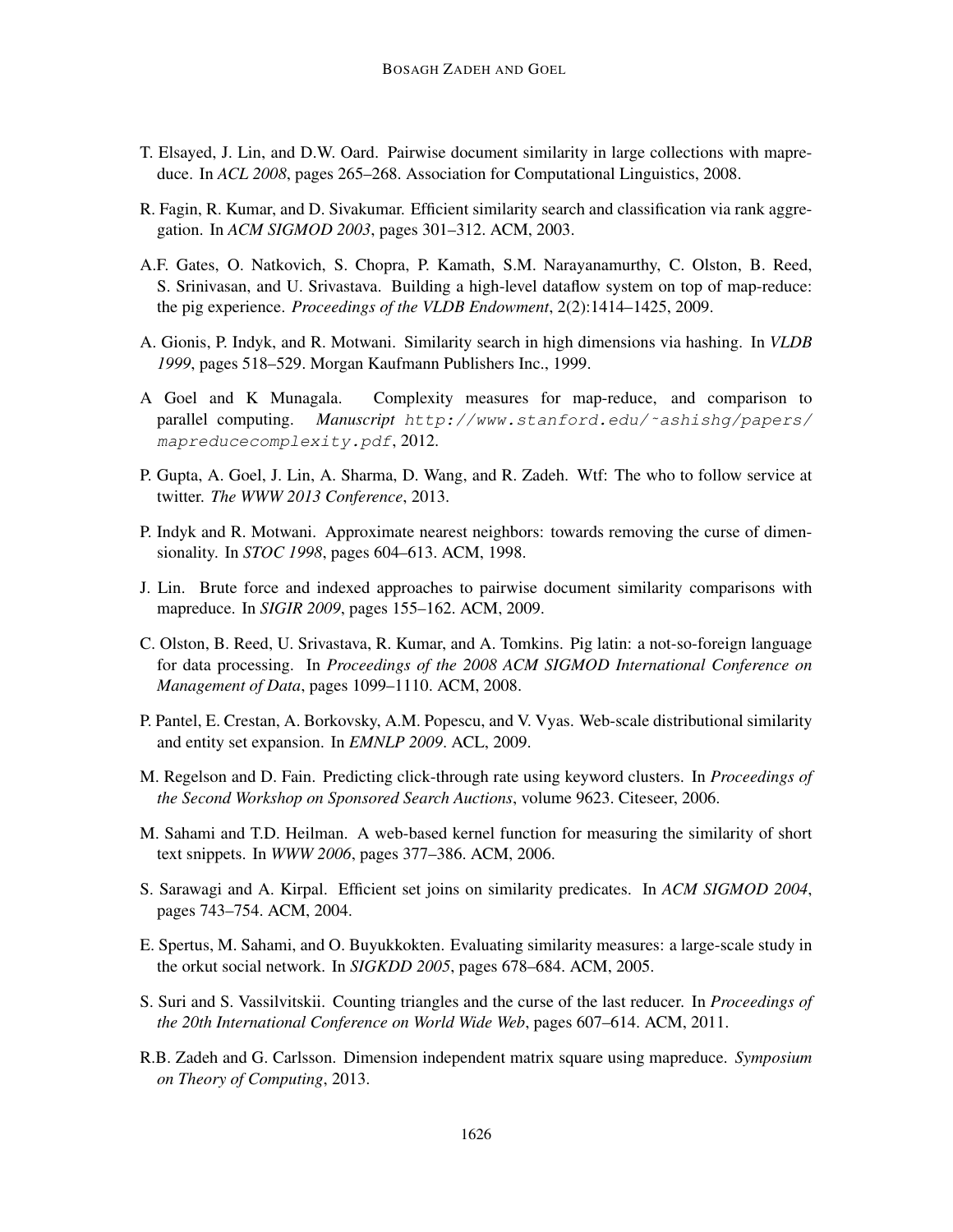T. Elsayed, J. Lin, and D.W. Oard. Pairwise document similarity in large collections with mapreduce. In *ACL 2008*, pages 265–268. Association for Computational Linguistics, 2008.

R. Fagin, R. Kumar, and D. Sivakumar. Efficient similarity search and classification via rank aggregation. In *ACM SIGMOD 2003*, pages 301–312. ACM, 2003.

A.F. Gates, O. Natkovich, S. Chopra, P. Kamath, S.M. Narayanamurthy, C. Olston, B. Reed, S. Srinivasan, and U. Srivastava. Building a high-level dataflow system on top of map-reduce: the pig experience. *Proceedings of the VLDB Endowment*, 2(2):1414–1425, 2009.

A. Gionis, P. Indyk, and R. Motwani. Similarity search in high dimensions via hashing. In *VLDB 1999*, pages 518–529. Morgan Kaufmann Publishers Inc., 1999.

A Goel and K Munagala. Complexity measures for map-reduce, and comparison to parallel computing. *Manuscript* `http://www.stanford.edu/~ashishg/papers/mapreducecomplexity.pdf`, 2012.

P. Gupta, A. Goel, J. Lin, A. Sharma, D. Wang, and R. Zadeh. Wtf: The who to follow service at twitter. *The WWW 2013 Conference*, 2013.

P. Indyk and R. Motwani. Approximate nearest neighbors: towards removing the curse of dimensionality. In *STOC 1998*, pages 604–613. ACM, 1998.

J. Lin. Brute force and indexed approaches to pairwise document similarity comparisons with mapreduce. In *SIGIR 2009*, pages 155–162. ACM, 2009.

C. Olston, B. Reed, U. Srivastava, R. Kumar, and A. Tomkins. Pig latin: a not-so-foreign language for data processing. In *Proceedings of the 2008 ACM SIGMOD International Conference on Management of Data*, pages 1099–1110. ACM, 2008.

P. Pantel, E. Crestan, A. Borkovsky, A.M. Popescu, and V. Vyas. Web-scale distributional similarity and entity set expansion. In *EMNLP 2009*. ACL, 2009.

M. Regelson and D. Fain. Predicting click-through rate using keyword clusters. In *Proceedings of the Second Workshop on Sponsored Search Auctions*, volume 9623. Citeseer, 2006.

M. Sahami and T.D. Heilman. A web-based kernel function for measuring the similarity of short text snippets. In *WWW 2006*, pages 377–386. ACM, 2006.

S. Sarawagi and A. Kirpal. Efficient set joins on similarity predicates. In *ACM SIGMOD 2004*, pages 743–754. ACM, 2004.

E. Spertus, M. Sahami, and O. Buyukkokten. Evaluating similarity measures: a large-scale study in the orkut social network. In *SIGKDD 2005*, pages 678–684. ACM, 2005.

S. Suri and S. Vassilvitskii. Counting triangles and the curse of the last reducer. In *Proceedings of the 20th International Conference on World Wide Web*, pages 607–614. ACM, 2011.

R.B. Zadeh and G. Carlsson. Dimension independent matrix square using mapreduce. *Symposium on Theory of Computing*, 2013.